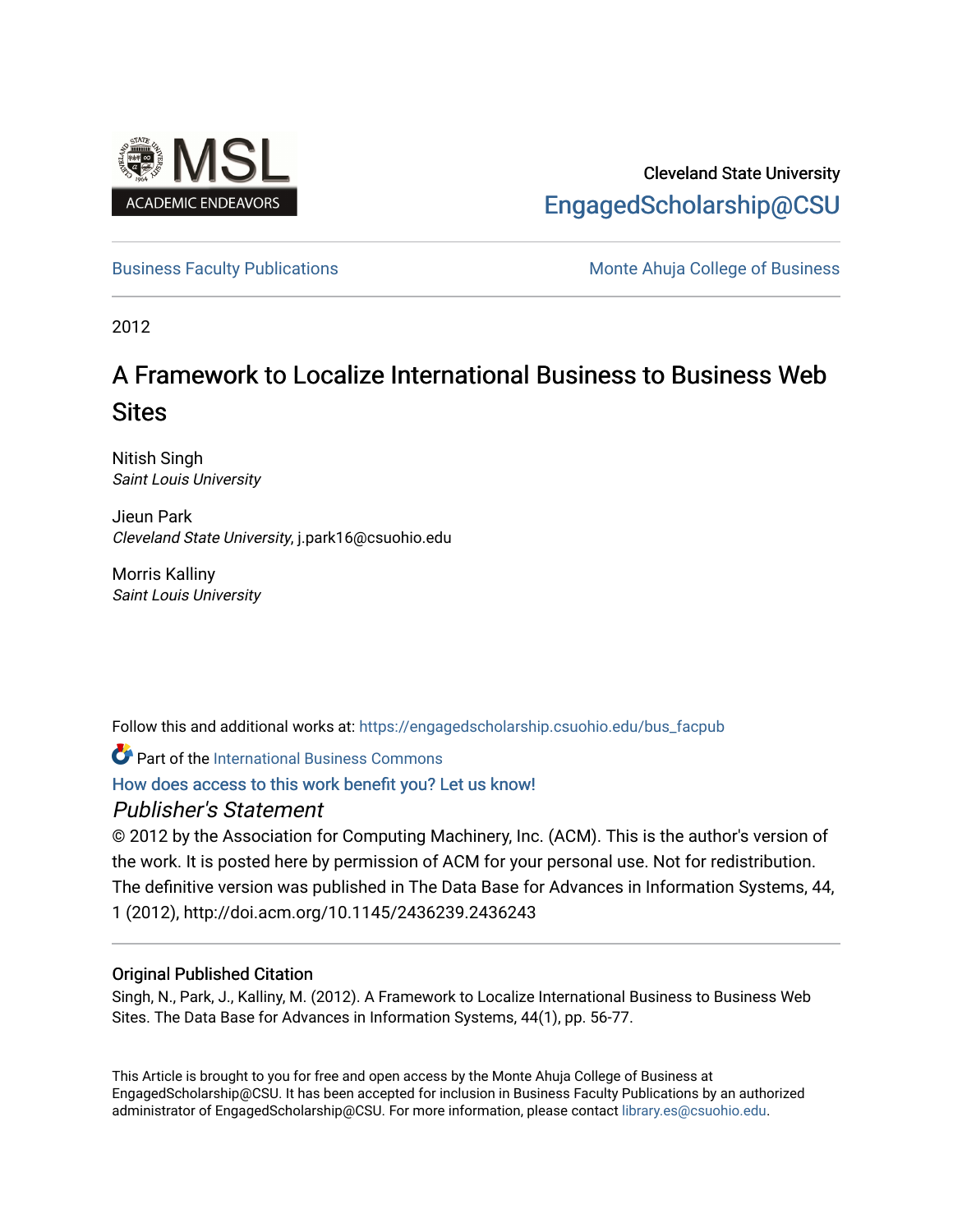Cleveland State University

EngagedScholarship@CSU

Business Faculty Publications | Monte Ahuja College of Business

2012

# A Framework to Localize International Business to Business Web Sites

Nitish Singh
*Saint Louis University*

Jieun Park
*Cleveland State University*, j.park16@csuohio.edu

Morris Kalliny
*Saint Louis University*

Follow this and additional works at: https://engagedscholarship.csuohio.edu/bus_facpub

Part of the International Business Commons

How does access to this work benefit you? Let us know!

## *Publisher's Statement*

© 2012 by the Association for Computing Machinery, Inc. (ACM). This is the author's version of the work. It is posted here by permission of ACM for your personal use. Not for redistribution. The definitive version was published in The Data Base for Advances in Information Systems, 44, 1 (2012), http://doi.acm.org/10.1145/2436239.2436243

### Original Published Citation

Singh, N., Park, J., Kalliny, M. (2012). A Framework to Localize International Business to Business Web Sites. The Data Base for Advances in Information Systems, 44(1), pp. 56-77.

This Article is brought to you for free and open access by the Monte Ahuja College of Business at EngagedScholarship@CSU. It has been accepted for inclusion in Business Faculty Publications by an authorized administrator of EngagedScholarship@CSU. For more information, please contact library.es@csuohio.edu.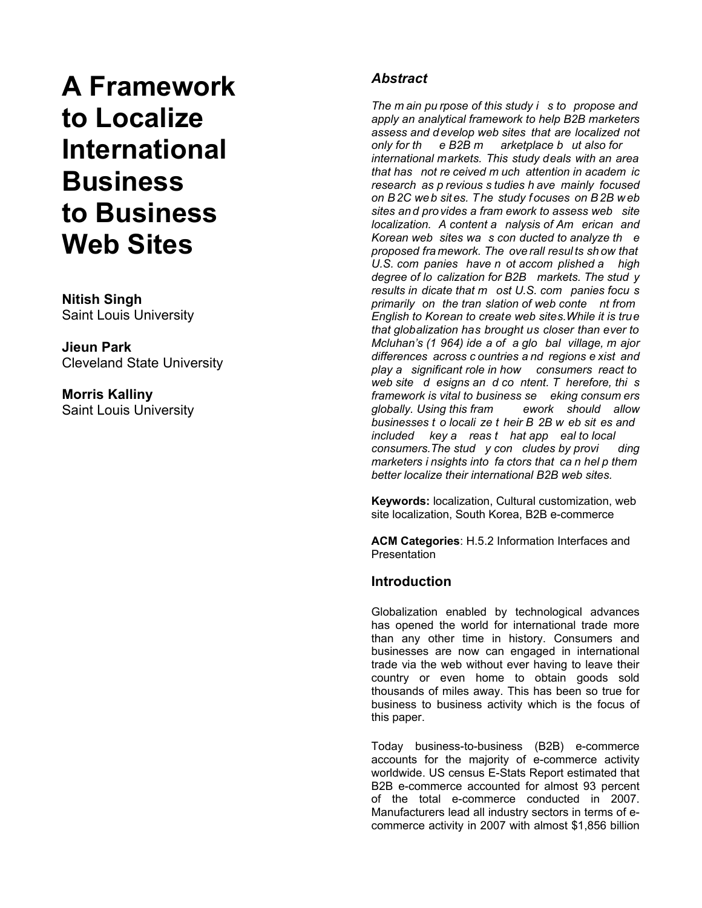# A Framework to Localize International Business to Business Web Sites

**Nitish Singh**
Saint Louis University

**Jieun Park**
Cleveland State University

**Morris Kalliny**
Saint Louis University

### *Abstract*

*The main purpose of this study is to propose and apply an analytical framework to help B2B marketers assess and develop web sites that are localized not only for the B2B marketplace but also for international markets. This study deals with an area that has not received much attention in academic research as previous studies have mainly focused on B2C web sites. The study focuses on B2B web sites and provides a framework to assess web site localization. A content analysis of American and Korean web sites was conducted to analyze the proposed framework. The overall results show that U.S. companies have not accomplished a high degree of localization for B2B markets. The study results indicate that most U.S. companies focus primarily on the translation of web content from English to Korean to create web sites.While it is true that globalization has brought us closer than ever to Mcluhan's (1964) idea of a global village, major differences across countries and regions exist and play a significant role in how consumers react to web site designs and content. Therefore, this framework is vital to business seeking consumers globally. Using this framework should allow businesses to localize their B2B web sites and included key areas that appeal to local consumers.The study concludes by providing marketers insights into factors that can help them better localize their international B2B web sites.*

**Keywords:** localization, Cultural customization, web site localization, South Korea, B2B e-commerce

**ACM Categories**: H.5.2 Information Interfaces and Presentation

## Introduction

Globalization enabled by technological advances has opened the world for international trade more than any other time in history. Consumers and businesses are now can engaged in international trade via the web without ever having to leave their country or even home to obtain goods sold thousands of miles away. This has been so true for business to business activity which is the focus of this paper.

Today business-to-business (B2B) e-commerce accounts for the majority of e-commerce activity worldwide. US census E-Stats Report estimated that B2B e-commerce accounted for almost 93 percent of the total e-commerce conducted in 2007. Manufacturers lead all industry sectors in terms of e-commerce activity in 2007 with almost $1,856 billion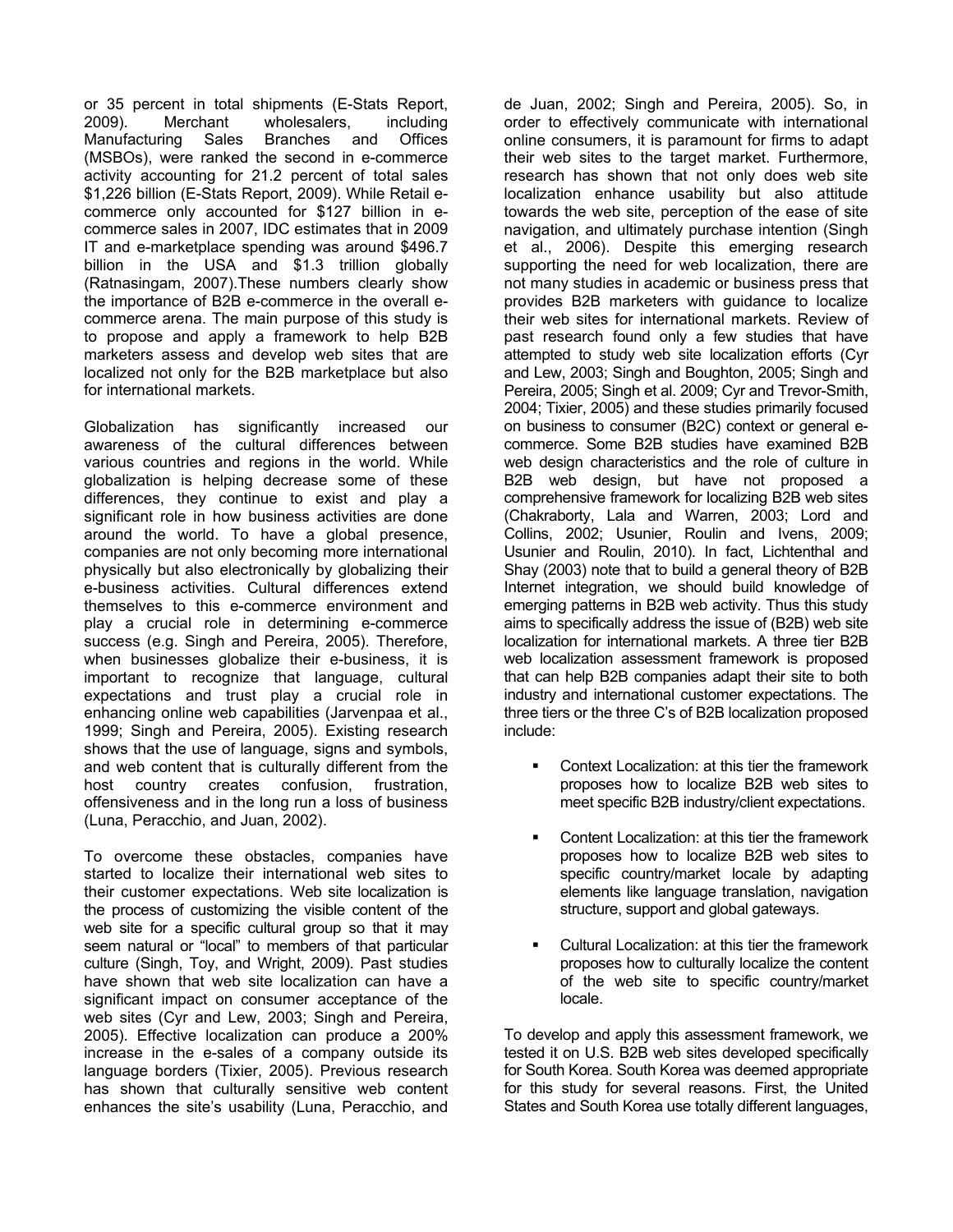or 35 percent in total shipments (E-Stats Report, 2009). Merchant wholesalers, including Manufacturing Sales Branches and Offices (MSBOs), were ranked the second in e-commerce activity accounting for 21.2 percent of total sales $1,226 billion (E-Stats Report, 2009). While Retail e-commerce only accounted for $127 billion in e-commerce sales in 2007, IDC estimates that in 2009 IT and e-marketplace spending was around $496.7 billion in the USA and $1.3 trillion globally (Ratnasingam, 2007).These numbers clearly show the importance of B2B e-commerce in the overall e-commerce arena. The main purpose of this study is to propose and apply a framework to help B2B marketers assess and develop web sites that are localized not only for the B2B marketplace but also for international markets.

Globalization has significantly increased our awareness of the cultural differences between various countries and regions in the world. While globalization is helping decrease some of these differences, they continue to exist and play a significant role in how business activities are done around the world. To have a global presence, companies are not only becoming more international physically but also electronically by globalizing their e-business activities. Cultural differences extend themselves to this e-commerce environment and play a crucial role in determining e-commerce success (e.g. Singh and Pereira, 2005). Therefore, when businesses globalize their e-business, it is important to recognize that language, cultural expectations and trust play a crucial role in enhancing online web capabilities (Jarvenpaa et al., 1999; Singh and Pereira, 2005). Existing research shows that the use of language, signs and symbols, and web content that is culturally different from the host country creates confusion, frustration, offensiveness and in the long run a loss of business (Luna, Peracchio, and Juan, 2002).

To overcome these obstacles, companies have started to localize their international web sites to their customer expectations. Web site localization is the process of customizing the visible content of the web site for a specific cultural group so that it may seem natural or "local" to members of that particular culture (Singh, Toy, and Wright, 2009). Past studies have shown that web site localization can have a significant impact on consumer acceptance of the web sites (Cyr and Lew, 2003; Singh and Pereira, 2005). Effective localization can produce a 200% increase in the e-sales of a company outside its language borders (Tixier, 2005). Previous research has shown that culturally sensitive web content enhances the site's usability (Luna, Peracchio, and de Juan, 2002; Singh and Pereira, 2005). So, in order to effectively communicate with international online consumers, it is paramount for firms to adapt their web sites to the target market. Furthermore, research has shown that not only does web site localization enhance usability but also attitude towards the web site, perception of the ease of site navigation, and ultimately purchase intention (Singh et al., 2006). Despite this emerging research supporting the need for web localization, there are not many studies in academic or business press that provides B2B marketers with guidance to localize their web sites for international markets. Review of past research found only a few studies that have attempted to study web site localization efforts (Cyr and Lew, 2003; Singh and Boughton, 2005; Singh and Pereira, 2005; Singh et al. 2009; Cyr and Trevor-Smith, 2004; Tixier, 2005) and these studies primarily focused on business to consumer (B2C) context or general e-commerce. Some B2B studies have examined B2B web design characteristics and the role of culture in B2B web design, but have not proposed a comprehensive framework for localizing B2B web sites (Chakraborty, Lala and Warren, 2003; Lord and Collins, 2002; Usunier, Roulin and Ivens, 2009; Usunier and Roulin, 2010). In fact, Lichtenthal and Shay (2003) note that to build a general theory of B2B Internet integration, we should build knowledge of emerging patterns in B2B web activity. Thus this study aims to specifically address the issue of (B2B) web site localization for international markets. A three tier B2B web localization assessment framework is proposed that can help B2B companies adapt their site to both industry and international customer expectations. The three tiers or the three C's of B2B localization proposed include:

- Context Localization: at this tier the framework proposes how to localize B2B web sites to meet specific B2B industry/client expectations.
- Content Localization: at this tier the framework proposes how to localize B2B web sites to specific country/market locale by adapting elements like language translation, navigation structure, support and global gateways.
- Cultural Localization: at this tier the framework proposes how to culturally localize the content of the web site to specific country/market locale.

To develop and apply this assessment framework, we tested it on U.S. B2B web sites developed specifically for South Korea. South Korea was deemed appropriate for this study for several reasons. First, the United States and South Korea use totally different languages,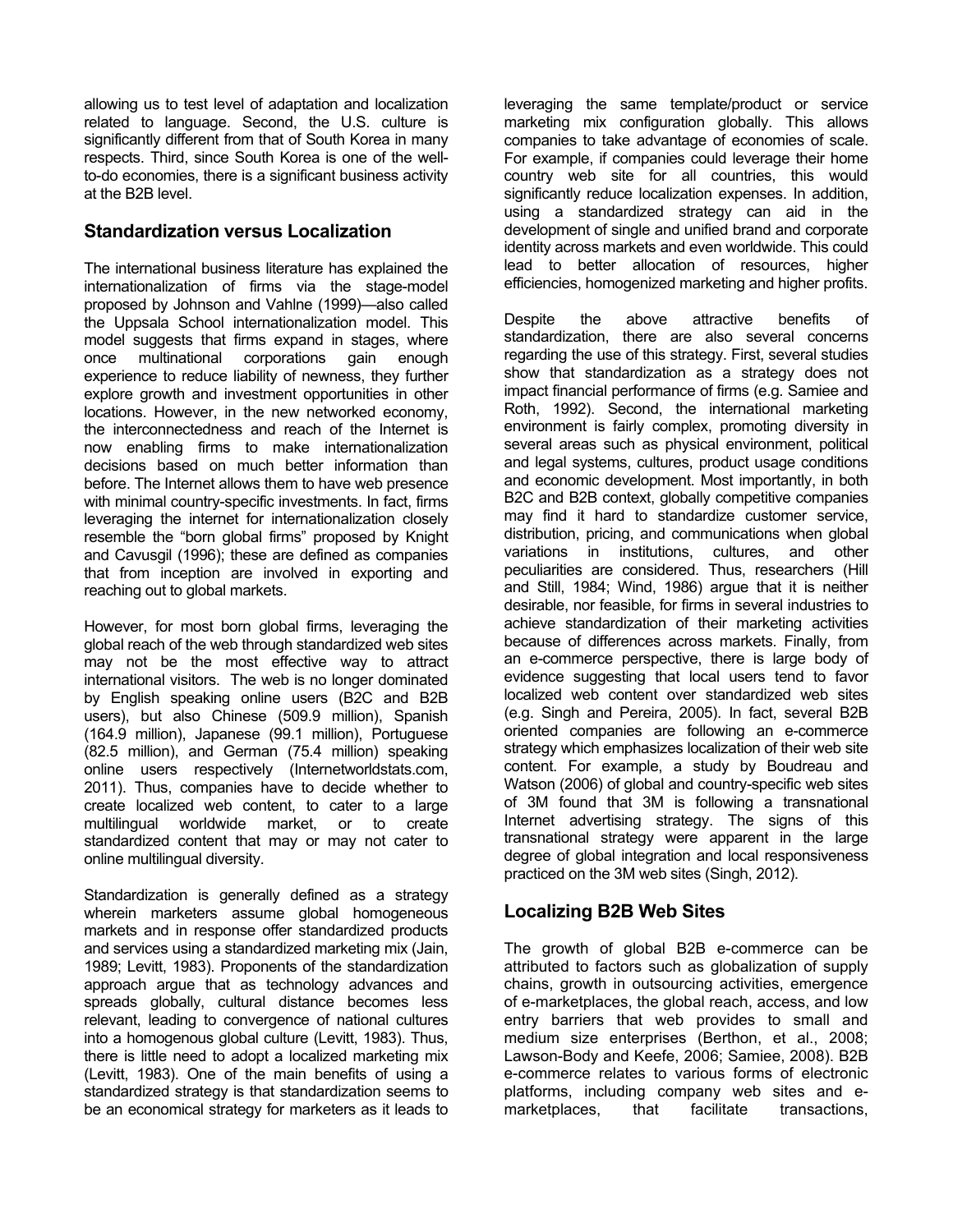allowing us to test level of adaptation and localization related to language. Second, the U.S. culture is significantly different from that of South Korea in many respects. Third, since South Korea is one of the well-to-do economies, there is a significant business activity at the B2B level.

## Standardization versus Localization

The international business literature has explained the internationalization of firms via the stage-model proposed by Johnson and Vahlne (1999)—also called the Uppsala School internationalization model. This model suggests that firms expand in stages, where once multinational corporations gain enough experience to reduce liability of newness, they further explore growth and investment opportunities in other locations. However, in the new networked economy, the interconnectedness and reach of the Internet is now enabling firms to make internationalization decisions based on much better information than before. The Internet allows them to have web presence with minimal country-specific investments. In fact, firms leveraging the internet for internationalization closely resemble the "born global firms" proposed by Knight and Cavusgil (1996); these are defined as companies that from inception are involved in exporting and reaching out to global markets.

However, for most born global firms, leveraging the global reach of the web through standardized web sites may not be the most effective way to attract international visitors. The web is no longer dominated by English speaking online users (B2C and B2B users), but also Chinese (509.9 million), Spanish (164.9 million), Japanese (99.1 million), Portuguese (82.5 million), and German (75.4 million) speaking online users respectively (Internetworldstats.com, 2011). Thus, companies have to decide whether to create localized web content, to cater to a large multilingual worldwide market, or to create standardized content that may or may not cater to online multilingual diversity.

Standardization is generally defined as a strategy wherein marketers assume global homogeneous markets and in response offer standardized products and services using a standardized marketing mix (Jain, 1989; Levitt, 1983). Proponents of the standardization approach argue that as technology advances and spreads globally, cultural distance becomes less relevant, leading to convergence of national cultures into a homogenous global culture (Levitt, 1983). Thus, there is little need to adopt a localized marketing mix (Levitt, 1983). One of the main benefits of using a standardized strategy is that standardization seems to be an economical strategy for marketers as it leads to leveraging the same template/product or service marketing mix configuration globally. This allows companies to take advantage of economies of scale. For example, if companies could leverage their home country web site for all countries, this would significantly reduce localization expenses. In addition, using a standardized strategy can aid in the development of single and unified brand and corporate identity across markets and even worldwide. This could lead to better allocation of resources, higher efficiencies, homogenized marketing and higher profits.

Despite the above attractive benefits of standardization, there are also several concerns regarding the use of this strategy. First, several studies show that standardization as a strategy does not impact financial performance of firms (e.g. Samiee and Roth, 1992). Second, the international marketing environment is fairly complex, promoting diversity in several areas such as physical environment, political and legal systems, cultures, product usage conditions and economic development. Most importantly, in both B2C and B2B context, globally competitive companies may find it hard to standardize customer service, distribution, pricing, and communications when global variations in institutions, cultures, and other peculiarities are considered. Thus, researchers (Hill and Still, 1984; Wind, 1986) argue that it is neither desirable, nor feasible, for firms in several industries to achieve standardization of their marketing activities because of differences across markets. Finally, from an e-commerce perspective, there is large body of evidence suggesting that local users tend to favor localized web content over standardized web sites (e.g. Singh and Pereira, 2005). In fact, several B2B oriented companies are following an e-commerce strategy which emphasizes localization of their web site content. For example, a study by Boudreau and Watson (2006) of global and country-specific web sites of 3M found that 3M is following a transnational Internet advertising strategy. The signs of this transnational strategy were apparent in the large degree of global integration and local responsiveness practiced on the 3M web sites (Singh, 2012).

## Localizing B2B Web Sites

The growth of global B2B e-commerce can be attributed to factors such as globalization of supply chains, growth in outsourcing activities, emergence of e-marketplaces, the global reach, access, and low entry barriers that web provides to small and medium size enterprises (Berthon, et al., 2008; Lawson-Body and Keefe, 2006; Samiee, 2008). B2B e-commerce relates to various forms of electronic platforms, including company web sites and e-marketplaces, that facilitate transactions,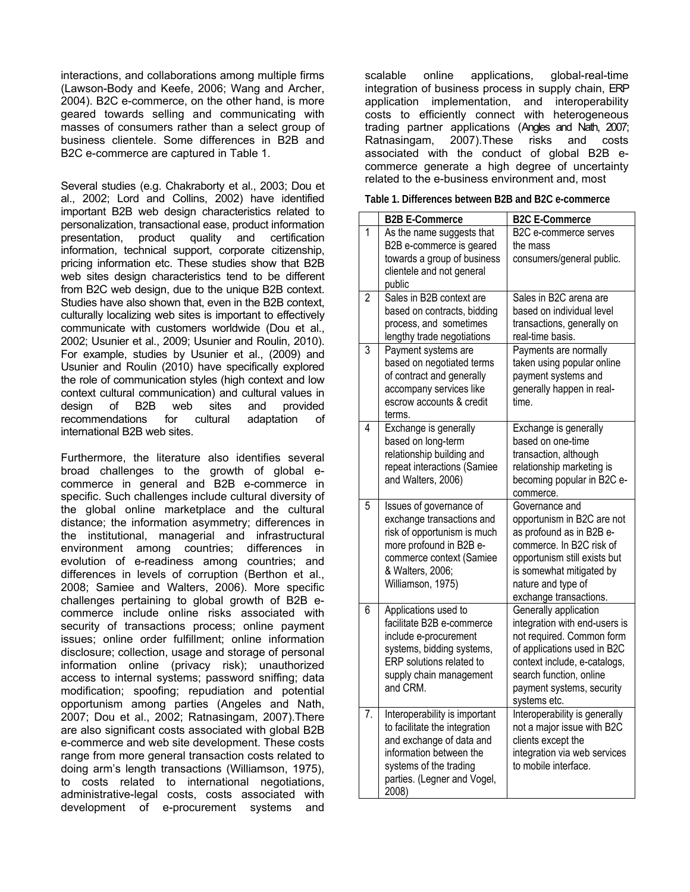interactions, and collaborations among multiple firms (Lawson-Body and Keefe, 2006; Wang and Archer, 2004). B2C e-commerce, on the other hand, is more geared towards selling and communicating with masses of consumers rather than a select group of business clientele. Some differences in B2B and B2C e-commerce are captured in Table 1.

Several studies (e.g. Chakraborty et al., 2003; Dou et al., 2002; Lord and Collins, 2002) have identified important B2B web design characteristics related to personalization, transactional ease, product information presentation, product quality and certification information, technical support, corporate citizenship, pricing information etc. These studies show that B2B web sites design characteristics tend to be different from B2C web design, due to the unique B2B context. Studies have also shown that, even in the B2B context, culturally localizing web sites is important to effectively communicate with customers worldwide (Dou et al., 2002; Usunier et al., 2009; Usunier and Roulin, 2010). For example, studies by Usunier et al., (2009) and Usunier and Roulin (2010) have specifically explored the role of communication styles (high context and low context cultural communication) and cultural values in design of B2B web sites and provided recommendations for cultural adaptation of international B2B web sites.

Furthermore, the literature also identifies several broad challenges to the growth of global e-commerce in general and B2B e-commerce in specific. Such challenges include cultural diversity of the global online marketplace and the cultural distance; the information asymmetry; differences in the institutional, managerial and infrastructural environment among countries; differences in evolution of e-readiness among countries; and differences in levels of corruption (Berthon et al., 2008; Samiee and Walters, 2006). More specific challenges pertaining to global growth of B2B e-commerce include online risks associated with security of transactions process; online payment issues; online order fulfillment; online information disclosure; collection, usage and storage of personal information online (privacy risk); unauthorized access to internal systems; password sniffing; data modification; spoofing; repudiation and potential opportunism among parties (Angeles and Nath, 2007; Dou et al., 2002; Ratnasingam, 2007).There are also significant costs associated with global B2B e-commerce and web site development. These costs range from more general transaction costs related to doing arm's length transactions (Williamson, 1975), to costs related to international negotiations, administrative-legal costs, costs associated with development of e-procurement systems and scalable online applications, global-real-time integration of business process in supply chain, ERP application implementation, and interoperability costs to efficiently connect with heterogeneous trading partner applications (Angles and Nath, 2007; Ratnasingam, 2007).These risks and costs associated with the conduct of global B2B e-commerce generate a high degree of uncertainty related to the e-business environment and, most

**Table 1. Differences between B2B and B2C e-commerce**

| | B2B E-Commerce | B2C E-Commerce |
|---|---|---|
| 1 | As the name suggests that B2B e-commerce is geared towards a group of business clientele and not general public | B2C e-commerce serves the mass consumers/general public. |
| 2 | Sales in B2B context are based on contracts, bidding process, and sometimes lengthy trade negotiations | Sales in B2C arena are based on individual level transactions, generally on real-time basis. |
| 3 | Payment systems are based on negotiated terms of contract and generally accompany services like escrow accounts & credit terms. | Payments are normally taken using popular online payment systems and generally happen in real-time. |
| 4 | Exchange is generally based on long-term relationship building and repeat interactions (Samiee and Walters, 2006) | Exchange is generally based on one-time transaction, although relationship marketing is becoming popular in B2C e-commerce. |
| 5 | Issues of governance of exchange transactions and risk of opportunism is much more profound in B2B e-commerce context (Samiee & Walters, 2006; Williamson, 1975) | Governance and opportunism in B2C are not as profound as in B2B e-commerce. In B2C risk of opportunism still exists but is somewhat mitigated by nature and type of exchange transactions. |
| 6 | Applications used to facilitate B2B e-commerce include e-procurement systems, bidding systems, ERP solutions related to supply chain management and CRM. | Generally application integration with end-users is not required. Common form of applications used in B2C context include, e-catalogs, search function, online payment systems, security systems etc. |
| 7. | Interoperability is important to facilitate the integration and exchange of data and information between the systems of the trading parties. (Legner and Vogel, 2008) | Interoperability is generally not a major issue with B2C clients except the integration via web services to mobile interface. |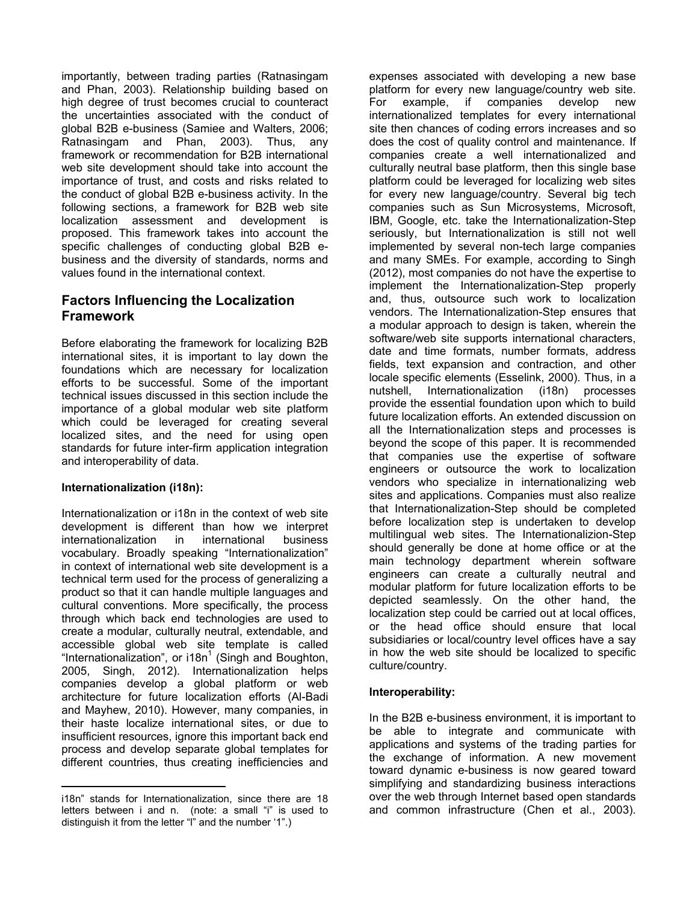importantly, between trading parties (Ratnasingam and Phan, 2003). Relationship building based on high degree of trust becomes crucial to counteract the uncertainties associated with the conduct of global B2B e-business (Samiee and Walters, 2006; Ratnasingam and Phan, 2003). Thus, any framework or recommendation for B2B international web site development should take into account the importance of trust, and costs and risks related to the conduct of global B2B e-business activity. In the following sections, a framework for B2B web site localization assessment and development is proposed. This framework takes into account the specific challenges of conducting global B2B e-business and the diversity of standards, norms and values found in the international context.

## Factors Influencing the Localization Framework

Before elaborating the framework for localizing B2B international sites, it is important to lay down the foundations which are necessary for localization efforts to be successful. Some of the important technical issues discussed in this section include the importance of a global modular web site platform which could be leveraged for creating several localized sites, and the need for using open standards for future inter-firm application integration and interoperability of data.

**Internationalization (i18n):**

Internationalization or i18n in the context of web site development is different than how we interpret internationalization in international business vocabulary. Broadly speaking "Internationalization" in context of international web site development is a technical term used for the process of generalizing a product so that it can handle multiple languages and cultural conventions. More specifically, the process through which back end technologies are used to create a modular, culturally neutral, extendable, and accessible global web site template is called "Internationalization", or i18n[1] (Singh and Boughton, 2005, Singh, 2012). Internationalization helps companies develop a global platform or web architecture for future localization efforts (Al-Badi and Mayhew, 2010). However, many companies, in their haste localize international sites, or due to insufficient resources, ignore this important back end process and develop separate global templates for different countries, thus creating inefficiencies and expenses associated with developing a new base platform for every new language/country web site. For example, if companies develop new internationalized templates for every international site then chances of coding errors increases and so does the cost of quality control and maintenance. If companies create a well internationalized and culturally neutral base platform, then this single base platform could be leveraged for localizing web sites for every new language/country. Several big tech companies such as Sun Microsystems, Microsoft, IBM, Google, etc. take the Internationalization-Step seriously, but Internationalization is still not well implemented by several non-tech large companies and many SMEs. For example, according to Singh (2012), most companies do not have the expertise to implement the Internationalization-Step properly and, thus, outsource such work to localization vendors. The Internationalization-Step ensures that a modular approach to design is taken, wherein the software/web site supports international characters, date and time formats, number formats, address fields, text expansion and contraction, and other locale specific elements (Esselink, 2000). Thus, in a nutshell, Internationalization (i18n) processes provide the essential foundation upon which to build future localization efforts. An extended discussion on all the Internationalization steps and processes is beyond the scope of this paper. It is recommended that companies use the expertise of software engineers or outsource the work to localization vendors who specialize in internationalizing web sites and applications. Companies must also realize that Internationalization-Step should be completed before localization step is undertaken to develop multilingual web sites. The Internationalizion-Step should generally be done at home office or at the main technology department wherein software engineers can create a culturally neutral and modular platform for future localization efforts to be depicted seamlessly. On the other hand, the localization step could be carried out at local offices, or the head office should ensure that local subsidiaries or local/country level offices have a say in how the web site should be localized to specific culture/country.

**Interoperability:**

In the B2B e-business environment, it is important to be able to integrate and communicate with applications and systems of the trading parties for the exchange of information. A new movement toward dynamic e-business is now geared toward simplifying and standardizing business interactions over the web through Internet based open standards and common infrastructure (Chen et al., 2003).

---

[1] i18n" stands for Internationalization, since there are 18 letters between i and n. (note: a small "i" is used to distinguish it from the letter "I" and the number '1".)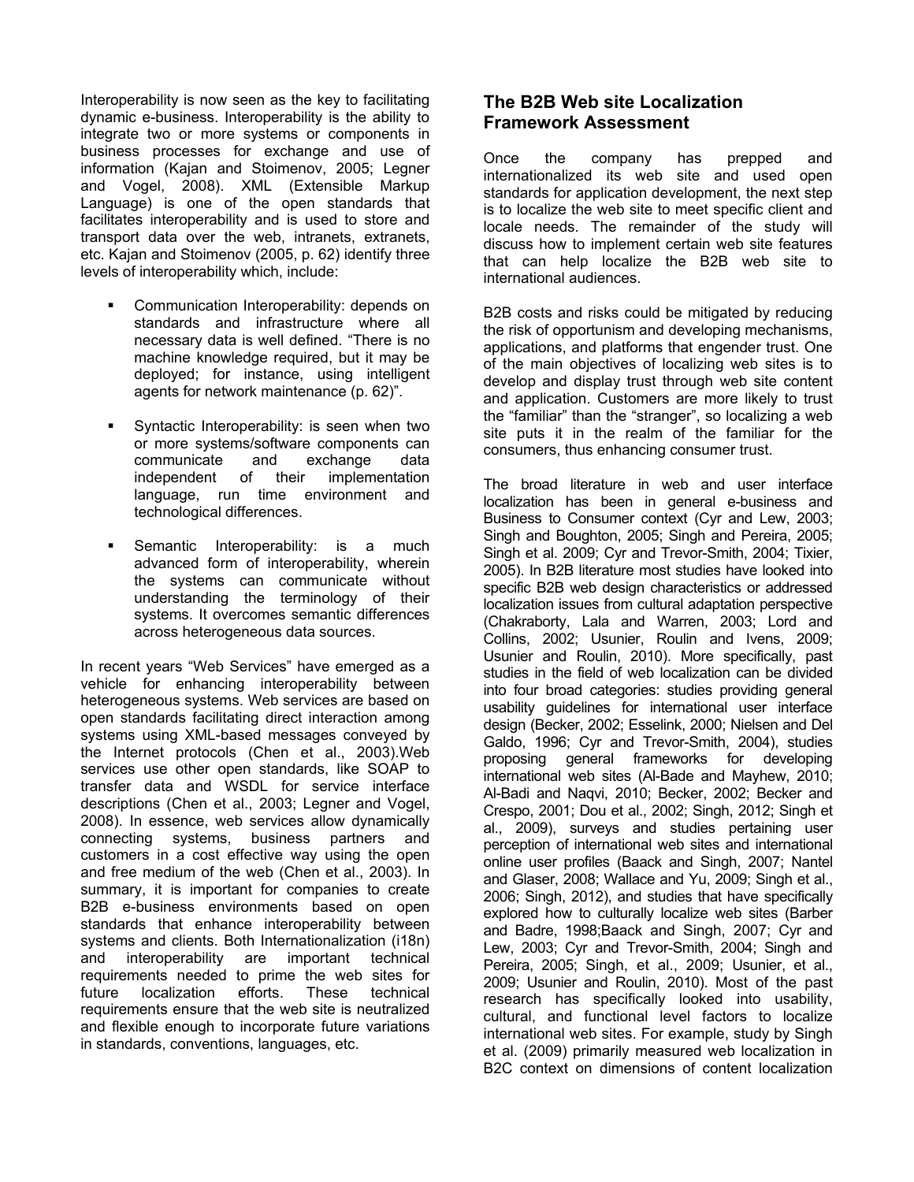Interoperability is now seen as the key to facilitating dynamic e-business. Interoperability is the ability to integrate two or more systems or components in business processes for exchange and use of information (Kajan and Stoimenov, 2005; Legner and Vogel, 2008). XML (Extensible Markup Language) is one of the open standards that facilitates interoperability and is used to store and transport data over the web, intranets, extranets, etc. Kajan and Stoimenov (2005, p. 62) identify three levels of interoperability which, include:

- Communication Interoperability: depends on standards and infrastructure where all necessary data is well defined. “There is no machine knowledge required, but it may be deployed; for instance, using intelligent agents for network maintenance (p. 62)”.
- Syntactic Interoperability: is seen when two or more systems/software components can communicate and exchange data independent of their implementation language, run time environment and technological differences.
- Semantic Interoperability: is a much advanced form of interoperability, wherein the systems can communicate without understanding the terminology of their systems. It overcomes semantic differences across heterogeneous data sources.

In recent years “Web Services” have emerged as a vehicle for enhancing interoperability between heterogeneous systems. Web services are based on open standards facilitating direct interaction among systems using XML-based messages conveyed by the Internet protocols (Chen et al., 2003).Web services use other open standards, like SOAP to transfer data and WSDL for service interface descriptions (Chen et al., 2003; Legner and Vogel, 2008). In essence, web services allow dynamically connecting systems, business partners and customers in a cost effective way using the open and free medium of the web (Chen et al., 2003). In summary, it is important for companies to create B2B e-business environments based on open standards that enhance interoperability between systems and clients. Both Internationalization (i18n) and interoperability are important technical requirements needed to prime the web sites for future localization efforts. These technical requirements ensure that the web site is neutralized and flexible enough to incorporate future variations in standards, conventions, languages, etc.

## The B2B Web site Localization Framework Assessment

Once the company has prepped and internationalized its web site and used open standards for application development, the next step is to localize the web site to meet specific client and locale needs. The remainder of the study will discuss how to implement certain web site features that can help localize the B2B web site to international audiences.

B2B costs and risks could be mitigated by reducing the risk of opportunism and developing mechanisms, applications, and platforms that engender trust. One of the main objectives of localizing web sites is to develop and display trust through web site content and application. Customers are more likely to trust the “familiar” than the “stranger”, so localizing a web site puts it in the realm of the familiar for the consumers, thus enhancing consumer trust.

The broad literature in web and user interface localization has been in general e-business and Business to Consumer context (Cyr and Lew, 2003; Singh and Boughton, 2005; Singh and Pereira, 2005; Singh et al. 2009; Cyr and Trevor-Smith, 2004; Tixier, 2005). In B2B literature most studies have looked into specific B2B web design characteristics or addressed localization issues from cultural adaptation perspective (Chakraborty, Lala and Warren, 2003; Lord and Collins, 2002; Usunier, Roulin and Ivens, 2009; Usunier and Roulin, 2010). More specifically, past studies in the field of web localization can be divided into four broad categories: studies providing general usability guidelines for international user interface design (Becker, 2002; Esselink, 2000; Nielsen and Del Galdo, 1996; Cyr and Trevor-Smith, 2004), studies proposing general frameworks for developing international web sites (Al-Bade and Mayhew, 2010; Al-Badi and Naqvi, 2010; Becker, 2002; Becker and Crespo, 2001; Dou et al., 2002; Singh, 2012; Singh et al., 2009), surveys and studies pertaining user perception of international web sites and international online user profiles (Baack and Singh, 2007; Nantel and Glaser, 2008; Wallace and Yu, 2009; Singh et al., 2006; Singh, 2012), and studies that have specifically explored how to culturally localize web sites (Barber and Badre, 1998;Baack and Singh, 2007; Cyr and Lew, 2003; Cyr and Trevor-Smith, 2004; Singh and Pereira, 2005; Singh, et al., 2009; Usunier, et al., 2009; Usunier and Roulin, 2010). Most of the past research has specifically looked into usability, cultural, and functional level factors to localize international web sites. For example, study by Singh et al. (2009) primarily measured web localization in B2C context on dimensions of content localization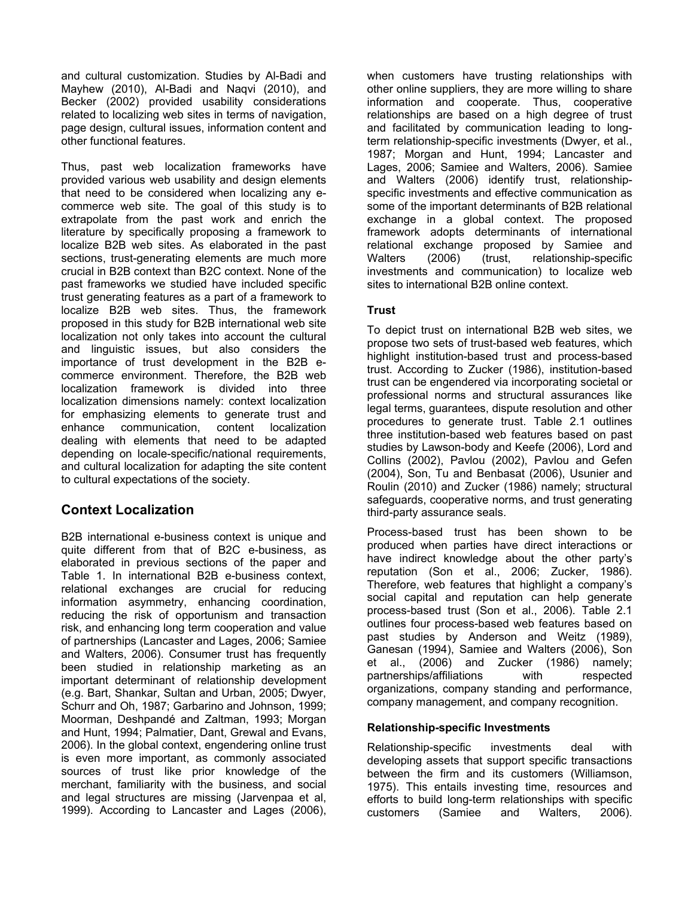and cultural customization. Studies by Al-Badi and Mayhew (2010), Al-Badi and Naqvi (2010), and Becker (2002) provided usability considerations related to localizing web sites in terms of navigation, page design, cultural issues, information content and other functional features.

Thus, past web localization frameworks have provided various web usability and design elements that need to be considered when localizing any e-commerce web site. The goal of this study is to extrapolate from the past work and enrich the literature by specifically proposing a framework to localize B2B web sites. As elaborated in the past sections, trust-generating elements are much more crucial in B2B context than B2C context. None of the past frameworks we studied have included specific trust generating features as a part of a framework to localize B2B web sites. Thus, the framework proposed in this study for B2B international web site localization not only takes into account the cultural and linguistic issues, but also considers the importance of trust development in the B2B e-commerce environment. Therefore, the B2B web localization framework is divided into three localization dimensions namely: context localization for emphasizing elements to generate trust and enhance communication, content localization dealing with elements that need to be adapted depending on locale-specific/national requirements, and cultural localization for adapting the site content to cultural expectations of the society.

## Context Localization

B2B international e-business context is unique and quite different from that of B2C e-business, as elaborated in previous sections of the paper and Table 1. In international B2B e-business context, relational exchanges are crucial for reducing information asymmetry, enhancing coordination, reducing the risk of opportunism and transaction risk, and enhancing long term cooperation and value of partnerships (Lancaster and Lages, 2006; Samiee and Walters, 2006). Consumer trust has frequently been studied in relationship marketing as an important determinant of relationship development (e.g. Bart, Shankar, Sultan and Urban, 2005; Dwyer, Schurr and Oh, 1987; Garbarino and Johnson, 1999; Moorman, Deshpandé and Zaltman, 1993; Morgan and Hunt, 1994; Palmatier, Dant, Grewal and Evans, 2006). In the global context, engendering online trust is even more important, as commonly associated sources of trust like prior knowledge of the merchant, familiarity with the business, and social and legal structures are missing (Jarvenpaa et al, 1999). According to Lancaster and Lages (2006), when customers have trusting relationships with other online suppliers, they are more willing to share information and cooperate. Thus, cooperative relationships are based on a high degree of trust and facilitated by communication leading to long-term relationship-specific investments (Dwyer, et al., 1987; Morgan and Hunt, 1994; Lancaster and Lages, 2006; Samiee and Walters, 2006). Samiee and Walters (2006) identify trust, relationship-specific investments and effective communication as some of the important determinants of B2B relational exchange in a global context. The proposed framework adopts determinants of international relational exchange proposed by Samiee and Walters (2006) (trust, relationship-specific investments and communication) to localize web sites to international B2B online context.

### Trust

To depict trust on international B2B web sites, we propose two sets of trust-based web features, which highlight institution-based trust and process-based trust. According to Zucker (1986), institution-based trust can be engendered via incorporating societal or professional norms and structural assurances like legal terms, guarantees, dispute resolution and other procedures to generate trust. Table 2.1 outlines three institution-based web features based on past studies by Lawson-body and Keefe (2006), Lord and Collins (2002), Pavlou (2002), Pavlou and Gefen (2004), Son, Tu and Benbasat (2006), Usunier and Roulin (2010) and Zucker (1986) namely; structural safeguards, cooperative norms, and trust generating third-party assurance seals.

Process-based trust has been shown to be produced when parties have direct interactions or have indirect knowledge about the other party's reputation (Son et al., 2006; Zucker, 1986). Therefore, web features that highlight a company's social capital and reputation can help generate process-based trust (Son et al., 2006). Table 2.1 outlines four process-based web features based on past studies by Anderson and Weitz (1989), Ganesan (1994), Samiee and Walters (2006), Son et al., (2006) and Zucker (1986) namely; partnerships/affiliations with respected organizations, company standing and performance, company management, and company recognition.

### Relationship-specific Investments

Relationship-specific investments deal with developing assets that support specific transactions between the firm and its customers (Williamson, 1975). This entails investing time, resources and efforts to build long-term relationships with specific customers (Samiee and Walters, 2006).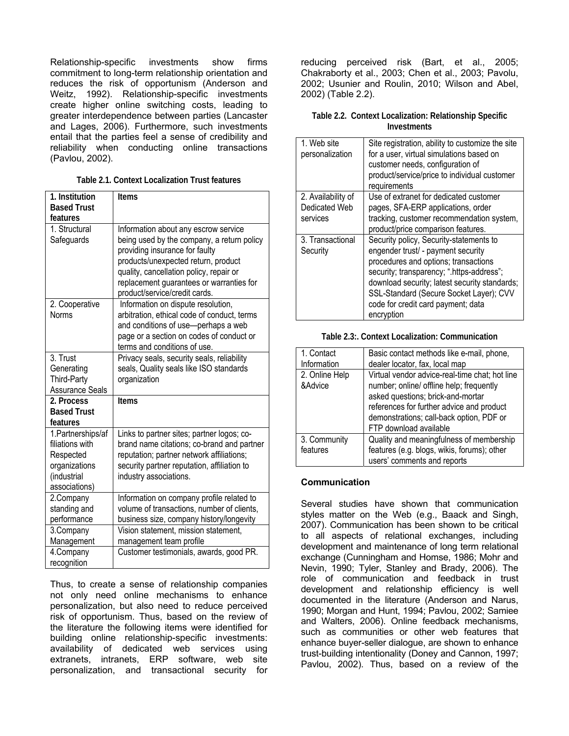Relationship-specific investments show firms commitment to long-term relationship orientation and reduces the risk of opportunism (Anderson and Weitz, 1992). Relationship-specific investments create higher online switching costs, leading to greater interdependence between parties (Lancaster and Lages, 2006). Furthermore, such investments entail that the parties feel a sense of credibility and reliability when conducting online transactions (Pavlou, 2002).

**Table 2.1. Context Localization Trust features**

| **1. Institution Based Trust features** | **Items** |
|---|---|
| 1. Structural Safeguards | Information about any escrow service being used by the company, a return policy providing insurance for faulty products/unexpected return, product quality, cancellation policy, repair or replacement guarantees or warranties for product/service/credit cards. |
| 2. Cooperative Norms | Information on dispute resolution, arbitration, ethical code of conduct, terms and conditions of use—perhaps a web page or a section on codes of conduct or terms and conditions of use. |
| 3. Trust Generating Third-Party Assurance Seals | Privacy seals, security seals, reliability seals, Quality seals like ISO standards organization |
| **2. Process Based Trust features** | **Items** |
| 1.Partnerships/affiliations with Respected organizations (industrial associations) | Links to partner sites; partner logos; co-brand name citations; co-brand and partner reputation; partner network affiliations; security partner reputation, affiliation to industry associations. |
| 2.Company standing and performance | Information on company profile related to volume of transactions, number of clients, business size, company history/longevity |
| 3.Company Management | Vision statement, mission statement, management team profile |
| 4.Company recognition | Customer testimonials, awards, good PR. |

Thus, to create a sense of relationship companies not only need online mechanisms to enhance personalization, but also need to reduce perceived risk of opportunism. Thus, based on the review of the literature the following items were identified for building online relationship-specific investments: availability of dedicated web services using extranets, intranets, ERP software, web site personalization, and transactional security for reducing perceived risk (Bart, et al., 2005; Chakraborty et al., 2003; Chen et al., 2003; Pavolu, 2002; Usunier and Roulin, 2010; Wilson and Abel, 2002) (Table 2.2).

**Table 2.2. Context Localization: Relationship Specific Investments**

| | |
|---|---|
| 1. Web site personalization | Site registration, ability to customize the site for a user, virtual simulations based on customer needs, configuration of product/service/price to individual customer requirements |
| 2. Availability of Dedicated Web services | Use of extranet for dedicated customer pages, SFA-ERP applications, order tracking, customer recommendation system, product/price comparison features. |
| 3. Transactional Security | Security policy, Security-statements to engender trust/ - payment security procedures and options; transactions security; transparency; ".https-address"; download security; latest security standards; SSL-Standard (Secure Socket Layer); CVV code for credit card payment; data encryption |

**Table 2.3:. Context Localization: Communication**

| | |
|---|---|
| 1. Contact Information | Basic contact methods like e-mail, phone, dealer locator, fax, local map |
| 2. Online Help &Advice | Virtual vendor advice-real-time chat; hot line number; online/ offline help; frequently asked questions; brick-and-mortar references for further advice and product demonstrations; call-back option, PDF or FTP download available |
| 3. Community features | Quality and meaningfulness of membership features (e.g. blogs, wikis, forums); other users' comments and reports |

### Communication

Several studies have shown that communication styles matter on the Web (e.g., Baack and Singh, 2007). Communication has been shown to be critical to all aspects of relational exchanges, including development and maintenance of long term relational exchange (Cunningham and Homse, 1986; Mohr and Nevin, 1990; Tyler, Stanley and Brady, 2006). The role of communication and feedback in trust development and relationship efficiency is well documented in the literature (Anderson and Narus, 1990; Morgan and Hunt, 1994; Pavlou, 2002; Samiee and Walters, 2006). Online feedback mechanisms, such as communities or other web features that enhance buyer-seller dialogue, are shown to enhance trust-building intentionality (Doney and Cannon, 1997; Pavlou, 2002). Thus, based on a review of the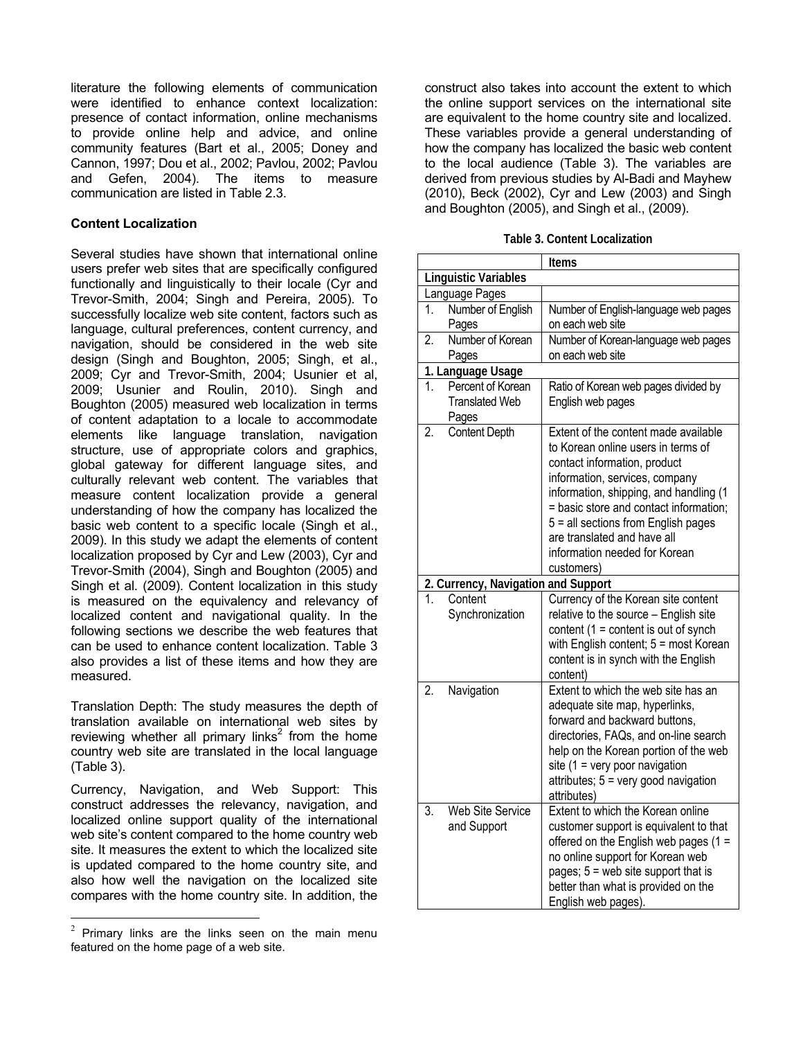literature the following elements of communication were identified to enhance context localization: presence of contact information, online mechanisms to provide online help and advice, and online community features (Bart et al., 2005; Doney and Cannon, 1997; Dou et al., 2002; Pavlou, 2002; Pavlou and Gefen, 2004). The items to measure communication are listed in Table 2.3.

**Content Localization**

Several studies have shown that international online users prefer web sites that are specifically configured functionally and linguistically to their locale (Cyr and Trevor-Smith, 2004; Singh and Pereira, 2005). To successfully localize web site content, factors such as language, cultural preferences, content currency, and navigation, should be considered in the web site design (Singh and Boughton, 2005; Singh, et al., 2009; Cyr and Trevor-Smith, 2004; Usunier et al, 2009; Usunier and Roulin, 2010). Singh and Boughton (2005) measured web localization in terms of content adaptation to a locale to accommodate elements like language translation, navigation structure, use of appropriate colors and graphics, global gateway for different language sites, and culturally relevant web content. The variables that measure content localization provide a general understanding of how the company has localized the basic web content to a specific locale (Singh et al., 2009). In this study we adapt the elements of content localization proposed by Cyr and Lew (2003), Cyr and Trevor-Smith (2004), Singh and Boughton (2005) and Singh et al. (2009). Content localization in this study is measured on the equivalency and relevancy of localized content and navigational quality. In the following sections we describe the web features that can be used to enhance content localization. Table 3 also provides a list of these items and how they are measured.

Translation Depth: The study measures the depth of translation available on international web sites by reviewing whether all primary links[2] from the home country web site are translated in the local language (Table 3).

Currency, Navigation, and Web Support: This construct addresses the relevancy, navigation, and localized online support quality of the international web site's content compared to the home country web site. It measures the extent to which the localized site is updated compared to the home country site, and also how well the navigation on the localized site compares with the home country site. In addition, the construct also takes into account the extent to which the online support services on the international site are equivalent to the home country site and localized. These variables provide a general understanding of how the company has localized the basic web content to the local audience (Table 3). The variables are derived from previous studies by Al-Badi and Mayhew (2010), Beck (2002), Cyr and Lew (2003) and Singh and Boughton (2005), and Singh et al., (2009).

**Table 3. Content Localization**

| | Items |
|---|---|
| **Linguistic Variables** | |
| Language Pages | |
| 1. Number of English Pages | Number of English-language web pages on each web site |
| 2. Number of Korean Pages | Number of Korean-language web pages on each web site |
| **1. Language Usage** | |
| 1. Percent of Korean Translated Web Pages | Ratio of Korean web pages divided by English web pages |
| 2. Content Depth | Extent of the content made available to Korean online users in terms of contact information, product information, services, company information, shipping, and handling (1 = basic store and contact information; 5 = all sections from English pages are translated and have all information needed for Korean customers) |
| **2. Currency, Navigation and Support** | |
| 1. Content Synchronization | Currency of the Korean site content relative to the source – English site content (1 = content is out of synch with English content; 5 = most Korean content is in synch with the English content) |
| 2. Navigation | Extent to which the web site has an adequate site map, hyperlinks, forward and backward buttons, directories, FAQs, and on-line search help on the Korean portion of the web site (1 = very poor navigation attributes; 5 = very good navigation attributes) |
| 3. Web Site Service and Support | Extent to which the Korean online customer support is equivalent to that offered on the English web pages (1 = no online support for Korean web pages; 5 = web site support that is better than what is provided on the English web pages). |

[2] Primary links are the links seen on the main menu featured on the home page of a web site.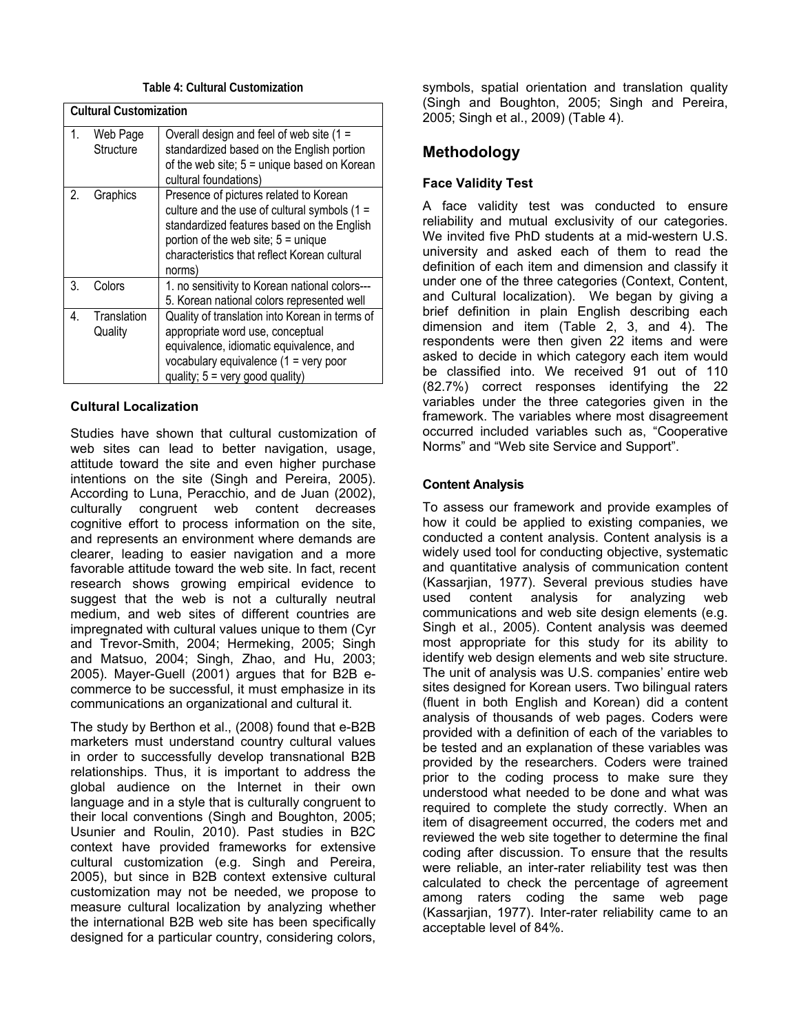**Table 4: Cultural Customization**

| Cultural Customization | | |
|---|---|---|
| 1. | Web Page Structure | Overall design and feel of web site (1 = standardized based on the English portion of the web site; 5 = unique based on Korean cultural foundations) |
| 2. | Graphics | Presence of pictures related to Korean culture and the use of cultural symbols (1 = standardized features based on the English portion of the web site; 5 = unique characteristics that reflect Korean cultural norms) |
| 3. | Colors | 1. no sensitivity to Korean national colors--- 5. Korean national colors represented well |
| 4. | Translation Quality | Quality of translation into Korean in terms of appropriate word use, conceptual equivalence, idiomatic equivalence, and vocabulary equivalence (1 = very poor quality; 5 = very good quality) |

### Cultural Localization

Studies have shown that cultural customization of web sites can lead to better navigation, usage, attitude toward the site and even higher purchase intentions on the site (Singh and Pereira, 2005). According to Luna, Peracchio, and de Juan (2002), culturally congruent web content decreases cognitive effort to process information on the site, and represents an environment where demands are clearer, leading to easier navigation and a more favorable attitude toward the web site. In fact, recent research shows growing empirical evidence to suggest that the web is not a culturally neutral medium, and web sites of different countries are impregnated with cultural values unique to them (Cyr and Trevor-Smith, 2004; Hermeking, 2005; Singh and Matsuo, 2004; Singh, Zhao, and Hu, 2003; 2005). Mayer-Guell (2001) argues that for B2B e-commerce to be successful, it must emphasize in its communications an organizational and cultural it.

The study by Berthon et al., (2008) found that e-B2B marketers must understand country cultural values in order to successfully develop transnational B2B relationships. Thus, it is important to address the global audience on the Internet in their own language and in a style that is culturally congruent to their local conventions (Singh and Boughton, 2005; Usunier and Roulin, 2010). Past studies in B2C context have provided frameworks for extensive cultural customization (e.g. Singh and Pereira, 2005), but since in B2B context extensive cultural customization may not be needed, we propose to measure cultural localization by analyzing whether the international B2B web site has been specifically designed for a particular country, considering colors, symbols, spatial orientation and translation quality (Singh and Boughton, 2005; Singh and Pereira, 2005; Singh et al., 2009) (Table 4).

## Methodology

### Face Validity Test

A face validity test was conducted to ensure reliability and mutual exclusivity of our categories. We invited five PhD students at a mid-western U.S. university and asked each of them to read the definition of each item and dimension and classify it under one of the three categories (Context, Content, and Cultural localization). We began by giving a brief definition in plain English describing each dimension and item (Table 2, 3, and 4). The respondents were then given 22 items and were asked to decide in which category each item would be classified into. We received 91 out of 110 (82.7%) correct responses identifying the 22 variables under the three categories given in the framework. The variables where most disagreement occurred included variables such as, "Cooperative Norms" and "Web site Service and Support".

### Content Analysis

To assess our framework and provide examples of how it could be applied to existing companies, we conducted a content analysis. Content analysis is a widely used tool for conducting objective, systematic and quantitative analysis of communication content (Kassarjian, 1977). Several previous studies have used content analysis for analyzing web communications and web site design elements (e.g. Singh et al., 2005). Content analysis was deemed most appropriate for this study for its ability to identify web design elements and web site structure. The unit of analysis was U.S. companies' entire web sites designed for Korean users. Two bilingual raters (fluent in both English and Korean) did a content analysis of thousands of web pages. Coders were provided with a definition of each of the variables to be tested and an explanation of these variables was provided by the researchers. Coders were trained prior to the coding process to make sure they understood what needed to be done and what was required to complete the study correctly. When an item of disagreement occurred, the coders met and reviewed the web site together to determine the final coding after discussion. To ensure that the results were reliable, an inter-rater reliability test was then calculated to check the percentage of agreement among raters coding the same web page (Kassarjian, 1977). Inter-rater reliability came to an acceptable level of 84%.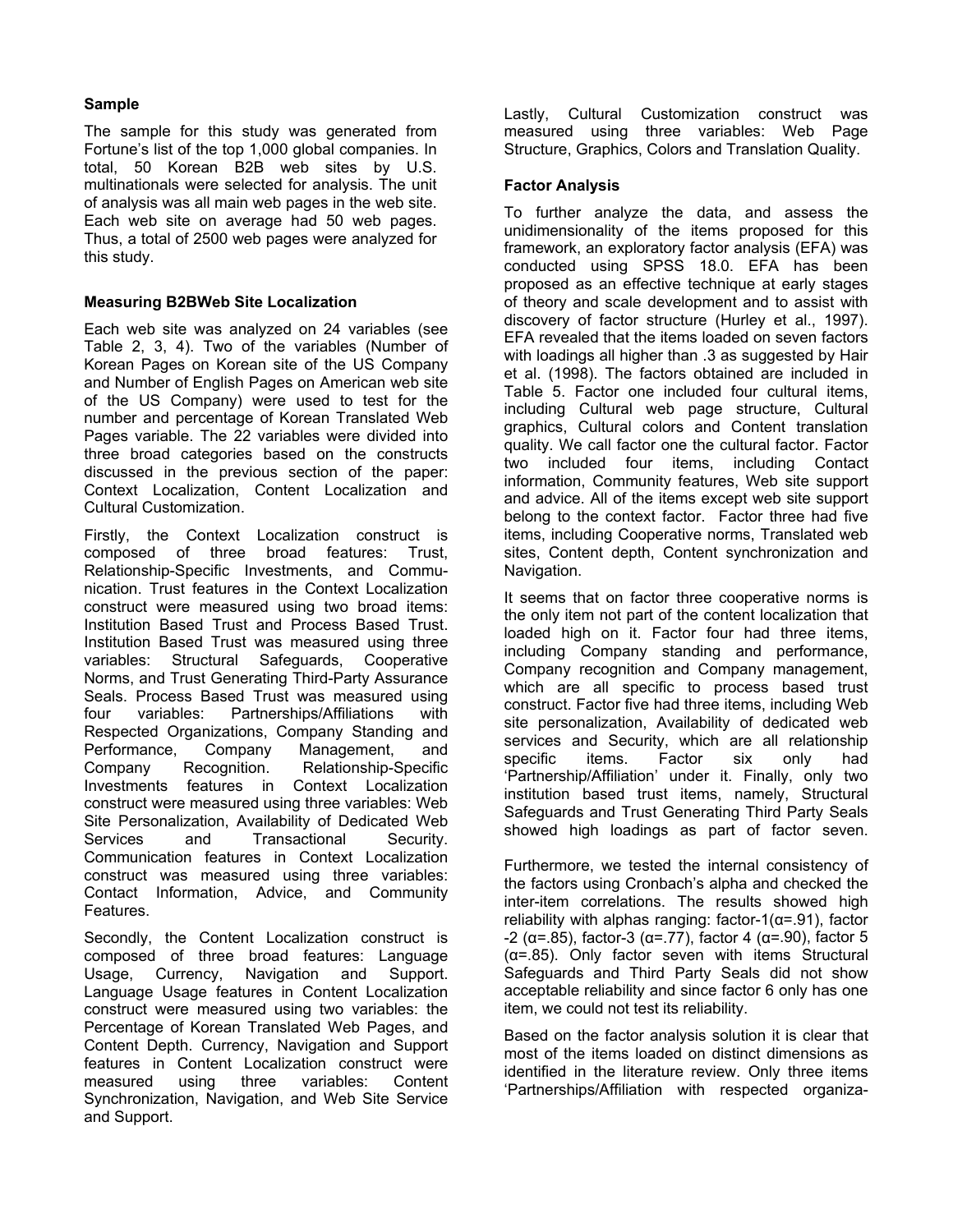### Sample

The sample for this study was generated from Fortune's list of the top 1,000 global companies. In total, 50 Korean B2B web sites by U.S. multinationals were selected for analysis. The unit of analysis was all main web pages in the web site. Each web site on average had 50 web pages. Thus, a total of 2500 web pages were analyzed for this study.

### Measuring B2BWeb Site Localization

Each web site was analyzed on 24 variables (see Table 2, 3, 4). Two of the variables (Number of Korean Pages on Korean site of the US Company and Number of English Pages on American web site of the US Company) were used to test for the number and percentage of Korean Translated Web Pages variable. The 22 variables were divided into three broad categories based on the constructs discussed in the previous section of the paper: Context Localization, Content Localization and Cultural Customization.

Firstly, the Context Localization construct is composed of three broad features: Trust, Relationship-Specific Investments, and Communication. Trust features in the Context Localization construct were measured using two broad items: Institution Based Trust and Process Based Trust. Institution Based Trust was measured using three variables: Structural Safeguards, Cooperative Norms, and Trust Generating Third-Party Assurance Seals. Process Based Trust was measured using four variables: Partnerships/Affiliations with Respected Organizations, Company Standing and Performance, Company Management, and Company Recognition. Relationship-Specific Investments features in Context Localization construct were measured using three variables: Web Site Personalization, Availability of Dedicated Web Services and Transactional Security. Communication features in Context Localization construct was measured using three variables: Contact Information, Advice, and Community Features.

Secondly, the Content Localization construct is composed of three broad features: Language Usage, Currency, Navigation and Support. Language Usage features in Content Localization construct were measured using two variables: the Percentage of Korean Translated Web Pages, and Content Depth. Currency, Navigation and Support features in Content Localization construct were measured using three variables: Content Synchronization, Navigation, and Web Site Service and Support.

Lastly, Cultural Customization construct was measured using three variables: Web Page Structure, Graphics, Colors and Translation Quality.

### Factor Analysis

To further analyze the data, and assess the unidimensionality of the items proposed for this framework, an exploratory factor analysis (EFA) was conducted using SPSS 18.0. EFA has been proposed as an effective technique at early stages of theory and scale development and to assist with discovery of factor structure (Hurley et al., 1997). EFA revealed that the items loaded on seven factors with loadings all higher than .3 as suggested by Hair et al. (1998). The factors obtained are included in Table 5. Factor one included four cultural items, including Cultural web page structure, Cultural graphics, Cultural colors and Content translation quality. We call factor one the cultural factor. Factor two included four items, including Contact information, Community features, Web site support and advice. All of the items except web site support belong to the context factor. Factor three had five items, including Cooperative norms, Translated web sites, Content depth, Content synchronization and Navigation.

It seems that on factor three cooperative norms is the only item not part of the content localization that loaded high on it. Factor four had three items, including Company standing and performance, Company recognition and Company management, which are all specific to process based trust construct. Factor five had three items, including Web site personalization, Availability of dedicated web services and Security, which are all relationship specific items. Factor six only had 'Partnership/Affiliation' under it. Finally, only two institution based trust items, namely, Structural Safeguards and Trust Generating Third Party Seals showed high loadings as part of factor seven.

Furthermore, we tested the internal consistency of the factors using Cronbach's alpha and checked the inter-item correlations. The results showed high reliability with alphas ranging: factor-1($\alpha$=.91), factor -2 ($\alpha$=.85), factor-3 ($\alpha$=.77), factor 4 ($\alpha$=.90), factor 5 ($\alpha$=.85). Only factor seven with items Structural Safeguards and Third Party Seals did not show acceptable reliability and since factor 6 only has one item, we could not test its reliability.

Based on the factor analysis solution it is clear that most of the items loaded on distinct dimensions as identified in the literature review. Only three items 'Partnerships/Affiliation with respected organiza-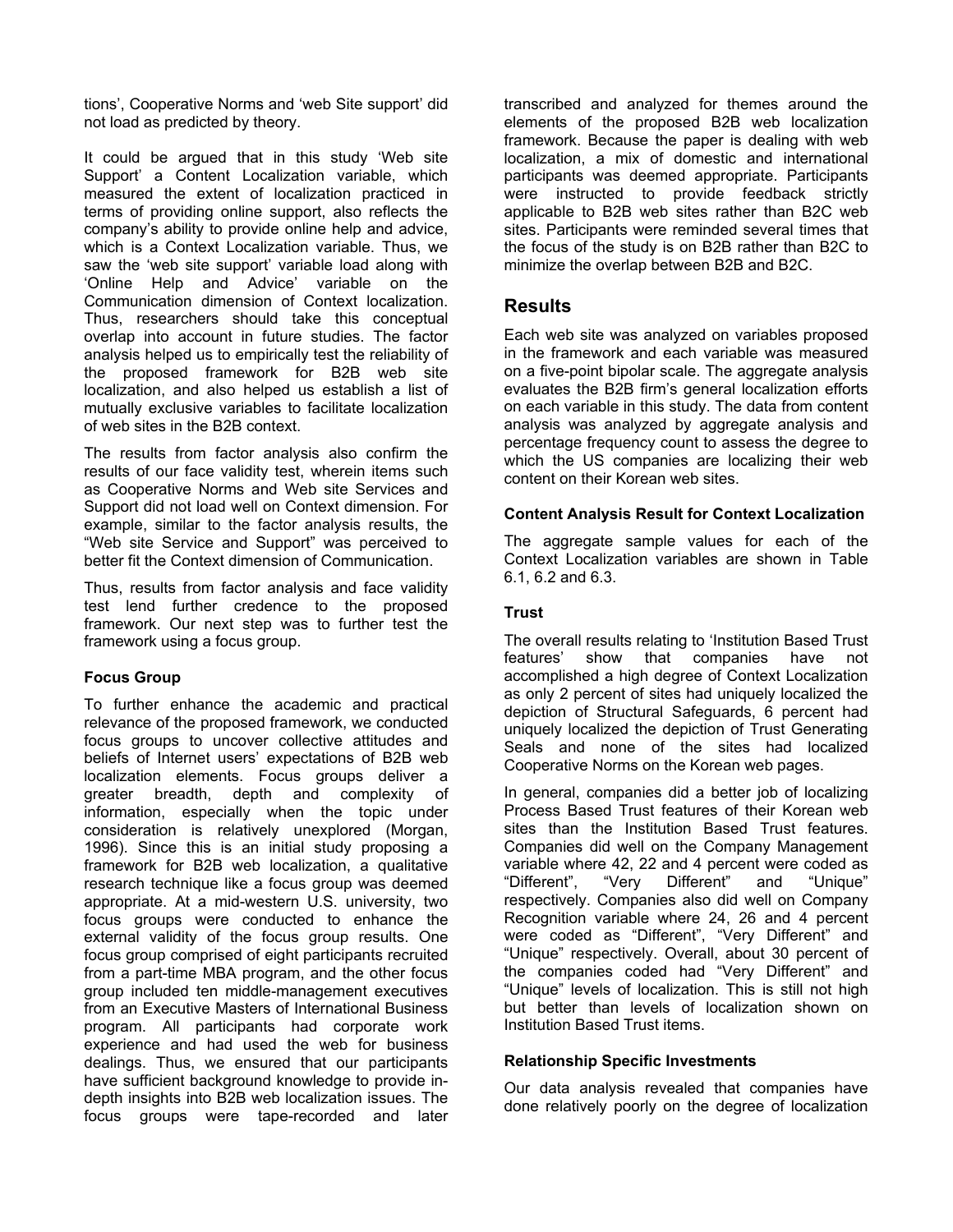tions', Cooperative Norms and 'web Site support' did not load as predicted by theory.

It could be argued that in this study 'Web site Support' a Content Localization variable, which measured the extent of localization practiced in terms of providing online support, also reflects the company's ability to provide online help and advice, which is a Context Localization variable. Thus, we saw the 'web site support' variable load along with 'Online Help and Advice' variable on the Communication dimension of Context localization. Thus, researchers should take this conceptual overlap into account in future studies. The factor analysis helped us to empirically test the reliability of the proposed framework for B2B web site localization, and also helped us establish a list of mutually exclusive variables to facilitate localization of web sites in the B2B context.

The results from factor analysis also confirm the results of our face validity test, wherein items such as Cooperative Norms and Web site Services and Support did not load well on Context dimension. For example, similar to the factor analysis results, the "Web site Service and Support" was perceived to better fit the Context dimension of Communication.

Thus, results from factor analysis and face validity test lend further credence to the proposed framework. Our next step was to further test the framework using a focus group.

### Focus Group

To further enhance the academic and practical relevance of the proposed framework, we conducted focus groups to uncover collective attitudes and beliefs of Internet users' expectations of B2B web localization elements. Focus groups deliver a greater breadth, depth and complexity of information, especially when the topic under consideration is relatively unexplored (Morgan, 1996). Since this is an initial study proposing a framework for B2B web localization, a qualitative research technique like a focus group was deemed appropriate. At a mid-western U.S. university, two focus groups were conducted to enhance the external validity of the focus group results. One focus group comprised of eight participants recruited from a part-time MBA program, and the other focus group included ten middle-management executives from an Executive Masters of International Business program. All participants had corporate work experience and had used the web for business dealings. Thus, we ensured that our participants have sufficient background knowledge to provide in-depth insights into B2B web localization issues. The focus groups were tape-recorded and later transcribed and analyzed for themes around the elements of the proposed B2B web localization framework. Because the paper is dealing with web localization, a mix of domestic and international participants was deemed appropriate. Participants were instructed to provide feedback strictly applicable to B2B web sites rather than B2C web sites. Participants were reminded several times that the focus of the study is on B2B rather than B2C to minimize the overlap between B2B and B2C.

## Results

Each web site was analyzed on variables proposed in the framework and each variable was measured on a five-point bipolar scale. The aggregate analysis evaluates the B2B firm's general localization efforts on each variable in this study. The data from content analysis was analyzed by aggregate analysis and percentage frequency count to assess the degree to which the US companies are localizing their web content on their Korean web sites.

### Content Analysis Result for Context Localization

The aggregate sample values for each of the Context Localization variables are shown in Table 6.1, 6.2 and 6.3.

### Trust

The overall results relating to 'Institution Based Trust features' show that companies have not accomplished a high degree of Context Localization as only 2 percent of sites had uniquely localized the depiction of Structural Safeguards, 6 percent had uniquely localized the depiction of Trust Generating Seals and none of the sites had localized Cooperative Norms on the Korean web pages.

In general, companies did a better job of localizing Process Based Trust features of their Korean web sites than the Institution Based Trust features. Companies did well on the Company Management variable where 42, 22 and 4 percent were coded as "Different", "Very Different" and "Unique" respectively. Companies also did well on Company Recognition variable where 24, 26 and 4 percent were coded as "Different", "Very Different" and "Unique" respectively. Overall, about 30 percent of the companies coded had "Very Different" and "Unique" levels of localization. This is still not high but better than levels of localization shown on Institution Based Trust items.

### Relationship Specific Investments

Our data analysis revealed that companies have done relatively poorly on the degree of localization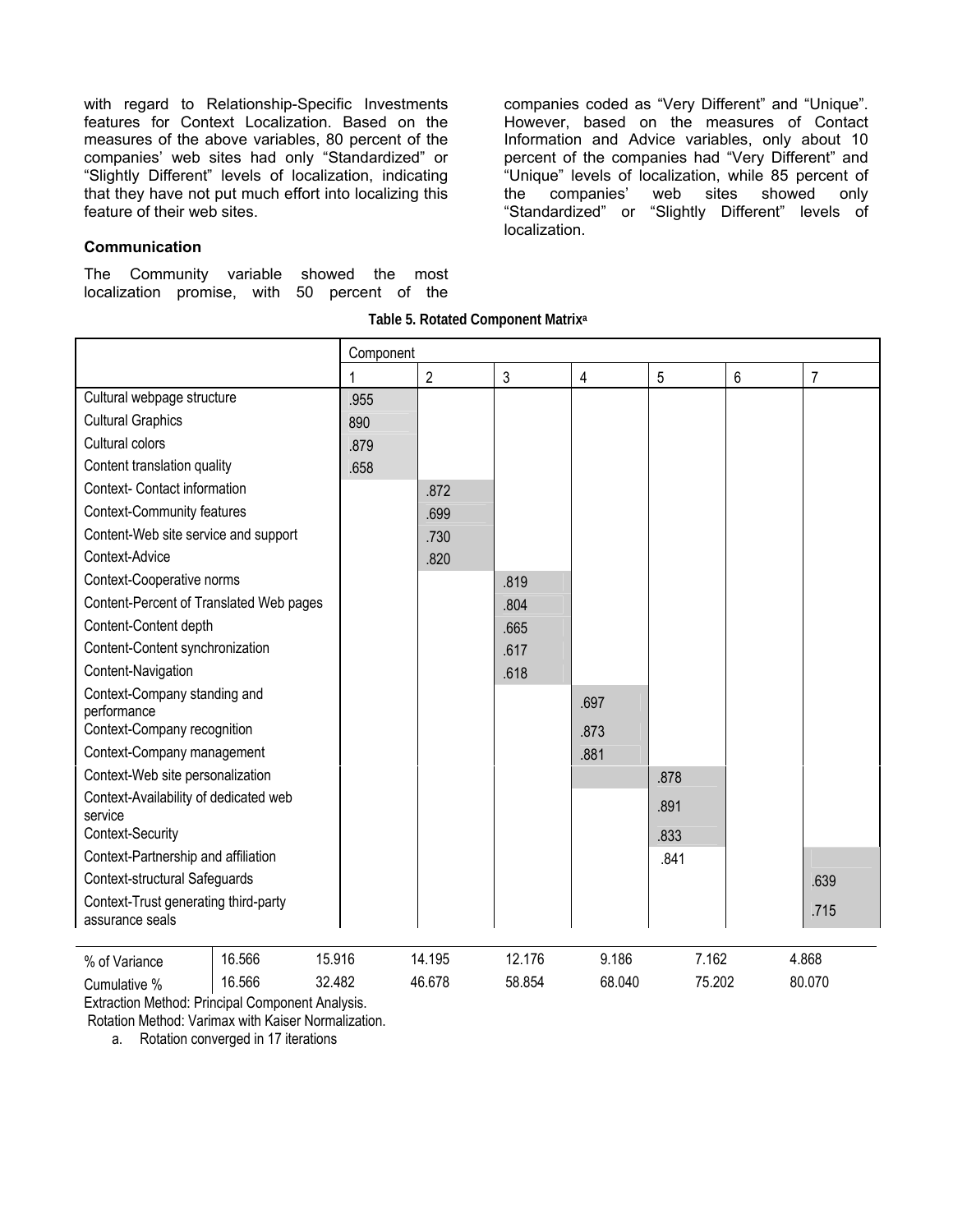with regard to Relationship-Specific Investments features for Context Localization. Based on the measures of the above variables, 80 percent of the companies' web sites had only "Standardized" or "Slightly Different" levels of localization, indicating that they have not put much effort into localizing this feature of their web sites.

**Communication**

The Community variable showed the most localization promise, with 50 percent of the companies coded as "Very Different" and "Unique". However, based on the measures of Contact Information and Advice variables, only about 10 percent of the companies had "Very Different" and "Unique" levels of localization, while 85 percent of the companies' web sites showed only "Standardized" or "Slightly Different" levels of localization.

**Table 5. Rotated Component Matrix[a]**

| | Component | | | | | | |
|---|---|---|---|---|---|---|---|
| | 1 | 2 | 3 | 4 | 5 | 6 | 7 |
| Cultural webpage structure | .955 | | | | | | |
| Cultural Graphics | 890 | | | | | | |
| Cultural colors | .879 | | | | | | |
| Content translation quality | .658 | | | | | | |
| Context- Contact information | | .872 | | | | | |
| Context-Community features | | .699 | | | | | |
| Content-Web site service and support | | .730 | | | | | |
| Context-Advice | | .820 | | | | | |
| Context-Cooperative norms | | | .819 | | | | |
| Content-Percent of Translated Web pages | | | .804 | | | | |
| Content-Content depth | | | .665 | | | | |
| Content-Content synchronization | | | .617 | | | | |
| Content-Navigation | | | .618 | | | | |
| Context-Company standing and performance | | | | .697 | | | |
| Context-Company recognition | | | | .873 | | | |
| Context-Company management | | | | .881 | | | |
| Context-Web site personalization | | | | | .878 | | |
| Context-Availability of dedicated web service | | | | | .891 | | |
| Context-Security | | | | | .833 | | |
| Context-Partnership and affiliation | | | | | .841 | | |
| Context-structural Safeguards | | | | | | | .639 |
| Context-Trust generating third-party assurance seals | | | | | | | .715 |
| % of Variance | 16.566 | 15.916 | 14.195 | 12.176 | 9.186 | 7.162 | 4.868 |
| Cumulative % | 16.566 | 32.482 | 46.678 | 58.854 | 68.040 | 75.202 | 80.070 |

Extraction Method: Principal Component Analysis.
Rotation Method: Varimax with Kaiser Normalization.

a. Rotation converged in 17 iterations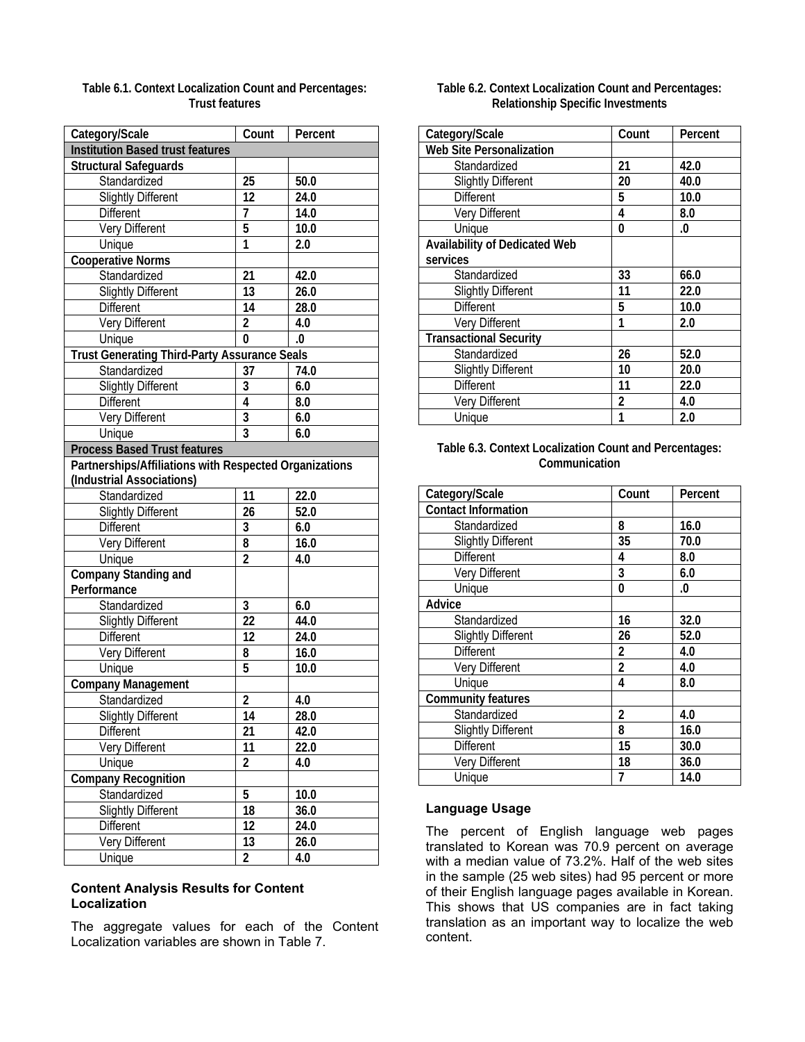**Table 6.1. Context Localization Count and Percentages: Trust features**

| Category/Scale | Count | Percent |
|---|---|---|
| **Institution Based trust features** | | |
| **Structural Safeguards** | | |
| Standardized | **25** | **50.0** |
| Slightly Different | **12** | **24.0** |
| Different | **7** | **14.0** |
| Very Different | **5** | **10.0** |
| Unique | **1** | **2.0** |
| **Cooperative Norms** | | |
| Standardized | **21** | **42.0** |
| Slightly Different | **13** | **26.0** |
| Different | **14** | **28.0** |
| Very Different | **2** | **4.0** |
| Unique | **0** | **.0** |
| **Trust Generating Third-Party Assurance Seals** | | |
| Standardized | **37** | **74.0** |
| Slightly Different | **3** | **6.0** |
| Different | **4** | **8.0** |
| Very Different | **3** | **6.0** |
| Unique | **3** | **6.0** |
| **Process Based Trust features** | | |
| **Partnerships/Affiliations with Respected Organizations (Industrial Associations)** | | |
| Standardized | **11** | **22.0** |
| Slightly Different | **26** | **52.0** |
| Different | **3** | **6.0** |
| Very Different | **8** | **16.0** |
| Unique | **2** | **4.0** |
| **Company Standing and Performance** | | |
| Standardized | **3** | **6.0** |
| Slightly Different | **22** | **44.0** |
| Different | **12** | **24.0** |
| Very Different | **8** | **16.0** |
| Unique | **5** | **10.0** |
| **Company Management** | | |
| Standardized | **2** | **4.0** |
| Slightly Different | **14** | **28.0** |
| Different | **21** | **42.0** |
| Very Different | **11** | **22.0** |
| Unique | **2** | **4.0** |
| **Company Recognition** | | |
| Standardized | **5** | **10.0** |
| Slightly Different | **18** | **36.0** |
| Different | **12** | **24.0** |
| Very Different | **13** | **26.0** |
| Unique | **2** | **4.0** |

### Content Analysis Results for Content Localization

The aggregate values for each of the Content Localization variables are shown in Table 7.

**Table 6.2. Context Localization Count and Percentages: Relationship Specific Investments**

| Category/Scale | Count | Percent |
|---|---|---|
| **Web Site Personalization** | | |
| Standardized | **21** | **42.0** |
| Slightly Different | **20** | **40.0** |
| Different | **5** | **10.0** |
| Very Different | **4** | **8.0** |
| Unique | **0** | **.0** |
| **Availability of Dedicated Web services** | | |
| Standardized | **33** | **66.0** |
| Slightly Different | **11** | **22.0** |
| Different | **5** | **10.0** |
| Very Different | **1** | **2.0** |
| **Transactional Security** | | |
| Standardized | **26** | **52.0** |
| Slightly Different | **10** | **20.0** |
| Different | **11** | **22.0** |
| Very Different | **2** | **4.0** |
| Unique | **1** | **2.0** |

**Table 6.3. Context Localization Count and Percentages: Communication**

| Category/Scale | Count | Percent |
|---|---|---|
| **Contact Information** | | |
| Standardized | **8** | **16.0** |
| Slightly Different | **35** | **70.0** |
| Different | **4** | **8.0** |
| Very Different | **3** | **6.0** |
| Unique | **0** | **.0** |
| **Advice** | | |
| Standardized | **16** | **32.0** |
| Slightly Different | **26** | **52.0** |
| Different | **2** | **4.0** |
| Very Different | **2** | **4.0** |
| Unique | **4** | **8.0** |
| **Community features** | | |
| Standardized | **2** | **4.0** |
| Slightly Different | **8** | **16.0** |
| Different | **15** | **30.0** |
| Very Different | **18** | **36.0** |
| Unique | **7** | **14.0** |

### Language Usage

The percent of English language web pages translated to Korean was 70.9 percent on average with a median value of 73.2%. Half of the web sites in the sample (25 web sites) had 95 percent or more of their English language pages available in Korean. This shows that US companies are in fact taking translation as an important way to localize the web content.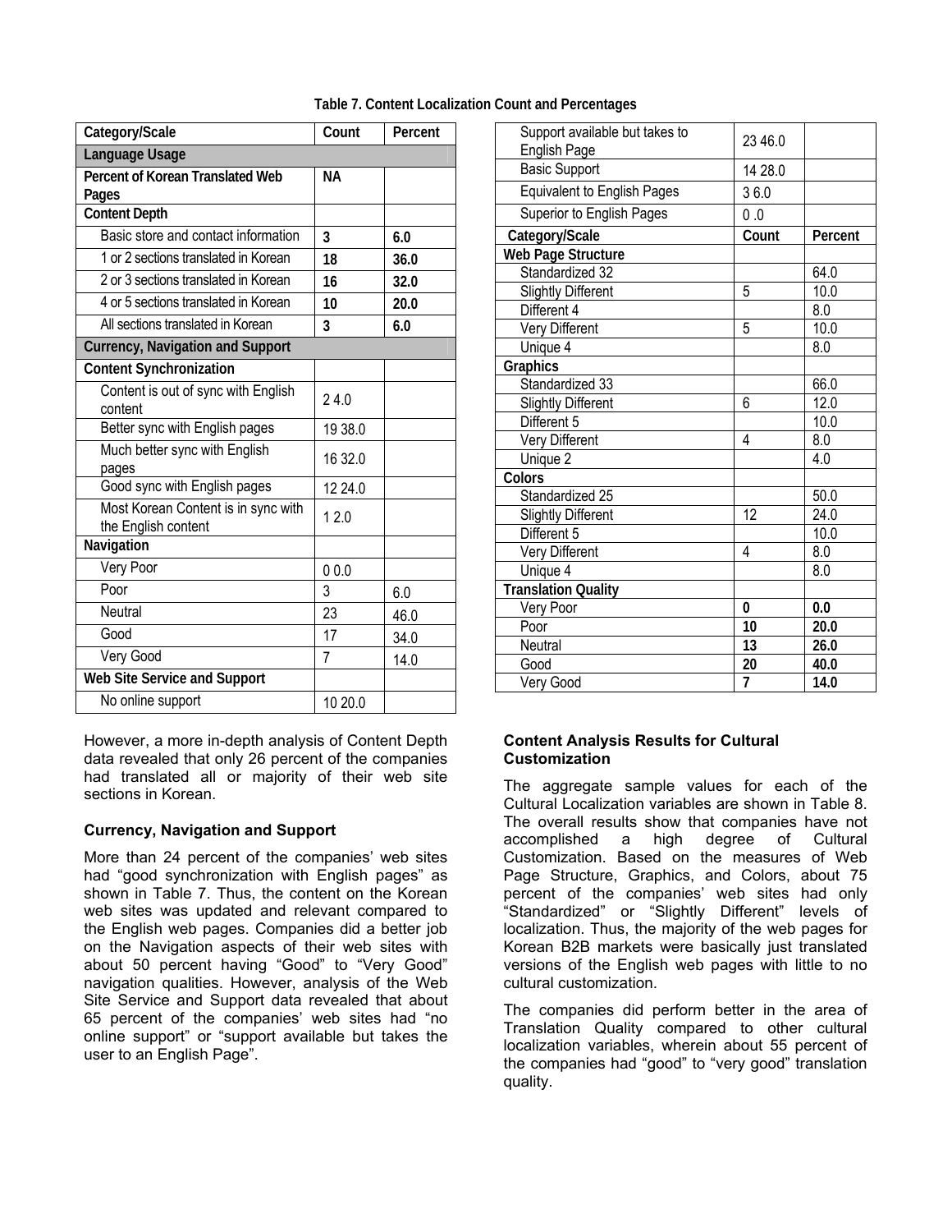**Table 7. Content Localization Count and Percentages**

| Category/Scale | Count | Percent |
|---|---|---|
| **Language Usage** | | |
| **Percent of Korean Translated Web Pages** | **NA** | |
| **Content Depth** | | |
| Basic store and contact information | **3** | **6.0** |
| 1 or 2 sections translated in Korean | **18** | **36.0** |
| 2 or 3 sections translated in Korean | **16** | **32.0** |
| 4 or 5 sections translated in Korean | **10** | **20.0** |
| All sections translated in Korean | **3** | **6.0** |
| **Currency, Navigation and Support** | | |
| **Content Synchronization** | | |
| Content is out of sync with English content | 2 4.0 | |
| Better sync with English pages | 19 38.0 | |
| Much better sync with English pages | 16 32.0 | |
| Good sync with English pages | 12 24.0 | |
| Most Korean Content is in sync with the English content | 1 2.0 | |
| **Navigation** | | |
| Very Poor | 0 0.0 | |
| Poor | 3 | 6.0 |
| Neutral | 23 | 46.0 |
| Good | 17 | 34.0 |
| Very Good | 7 | 14.0 |
| **Web Site Service and Support** | | |
| No online support | 10 20.0 | |
| Support available but takes to English Page | 23 46.0 | |
| Basic Support | 14 28.0 | |
| Equivalent to English Pages | 3 6.0 | |
| Superior to English Pages | 0 .0 | |
| **Category/Scale** | **Count** | **Percent** |
| **Web Page Structure** | | |
| Standardized 32 | | 64.0 |
| Slightly Different | 5 | 10.0 |
| Different 4 | | 8.0 |
| Very Different | 5 | 10.0 |
| Unique 4 | | 8.0 |
| **Graphics** | | |
| Standardized 33 | | 66.0 |
| Slightly Different | 6 | 12.0 |
| Different 5 | | 10.0 |
| Very Different | 4 | 8.0 |
| Unique 2 | | 4.0 |
| **Colors** | | |
| Standardized 25 | | 50.0 |
| Slightly Different | 12 | 24.0 |
| Different 5 | | 10.0 |
| Very Different | 4 | 8.0 |
| Unique 4 | | 8.0 |
| **Translation Quality** | | |
| Very Poor | **0** | **0.0** |
| Poor | **10** | **20.0** |
| Neutral | **13** | **26.0** |
| Good | **20** | **40.0** |
| Very Good | **7** | **14.0** |

However, a more in-depth analysis of Content Depth data revealed that only 26 percent of the companies had translated all or majority of their web site sections in Korean.

### Currency, Navigation and Support

More than 24 percent of the companies' web sites had "good synchronization with English pages" as shown in Table 7. Thus, the content on the Korean web sites was updated and relevant compared to the English web pages. Companies did a better job on the Navigation aspects of their web sites with about 50 percent having "Good" to "Very Good" navigation qualities. However, analysis of the Web Site Service and Support data revealed that about 65 percent of the companies' web sites had "no online support" or "support available but takes the user to an English Page".

### Content Analysis Results for Cultural Customization

The aggregate sample values for each of the Cultural Localization variables are shown in Table 8. The overall results show that companies have not accomplished a high degree of Cultural Customization. Based on the measures of Web Page Structure, Graphics, and Colors, about 75 percent of the companies' web sites had only "Standardized" or "Slightly Different" levels of localization. Thus, the majority of the web pages for Korean B2B markets were basically just translated versions of the English web pages with little to no cultural customization.

The companies did perform better in the area of Translation Quality compared to other cultural localization variables, wherein about 55 percent of the companies had "good" to "very good" translation quality.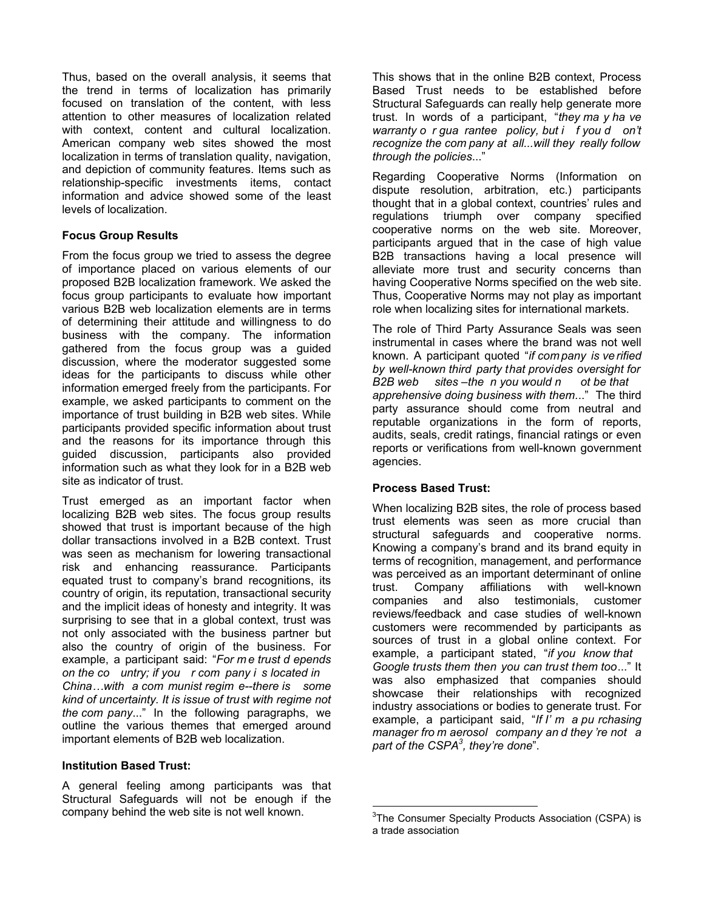Thus, based on the overall analysis, it seems that the trend in terms of localization has primarily focused on translation of the content, with less attention to other measures of localization related with context, content and cultural localization. American company web sites showed the most localization in terms of translation quality, navigation, and depiction of community features. Items such as relationship-specific investments items, contact information and advice showed some of the least levels of localization.

**Focus Group Results**

From the focus group we tried to assess the degree of importance placed on various elements of our proposed B2B localization framework. We asked the focus group participants to evaluate how important various B2B web localization elements are in terms of determining their attitude and willingness to do business with the company. The information gathered from the focus group was a guided discussion, where the moderator suggested some ideas for the participants to discuss while other information emerged freely from the participants. For example, we asked participants to comment on the importance of trust building in B2B web sites. While participants provided specific information about trust and the reasons for its importance through this guided discussion, participants also provided information such as what they look for in a B2B web site as indicator of trust.

Trust emerged as an important factor when localizing B2B web sites. The focus group results showed that trust is important because of the high dollar transactions involved in a B2B context. Trust was seen as mechanism for lowering transactional risk and enhancing reassurance. Participants equated trust to company's brand recognitions, its country of origin, its reputation, transactional security and the implicit ideas of honesty and integrity. It was surprising to see that in a global context, trust was not only associated with the business partner but also the country of origin of the business. For example, a participant said: "*For me trust depends on the country; if your company is located in China…with a communist regime--there is some kind of uncertainty. It is issue of trust with regime not the company*..." In the following paragraphs, we outline the various themes that emerged around important elements of B2B web localization.

**Institution Based Trust:**

A general feeling among participants was that Structural Safeguards will not be enough if the company behind the web site is not well known. This shows that in the online B2B context, Process Based Trust needs to be established before Structural Safeguards can really help generate more trust. In words of a participant, "*they may have warranty or guarantee policy, but if you don't recognize the company at all...will they really follow through the policies*..."

Regarding Cooperative Norms (Information on dispute resolution, arbitration, etc.) participants thought that in a global context, countries' rules and regulations triumph over company specified cooperative norms on the web site. Moreover, participants argued that in the case of high value B2B transactions having a local presence will alleviate more trust and security concerns than having Cooperative Norms specified on the web site. Thus, Cooperative Norms may not play as important role when localizing sites for international markets.

The role of Third Party Assurance Seals was seen instrumental in cases where the brand was not well known. A participant quoted "*if company is verified by well-known third party that provides oversight for B2B web sites –then you would not be that apprehensive doing business with them*..." The third party assurance should come from neutral and reputable organizations in the form of reports, audits, seals, credit ratings, financial ratings or even reports or verifications from well-known government agencies.

**Process Based Trust:**

When localizing B2B sites, the role of process based trust elements was seen as more crucial than structural safeguards and cooperative norms. Knowing a company's brand and its brand equity in terms of recognition, management, and performance was perceived as an important determinant of online trust. Company affiliations with well-known companies and also testimonials, customer reviews/feedback and case studies of well-known customers were recommended by participants as sources of trust in a global online context. For example, a participant stated, "*if you know that Google trusts them then you can trust them too*..." It was also emphasized that companies should showcase their relationships with recognized industry associations or bodies to generate trust. For example, a participant said, "*If I'm a purchasing manager from aerosol company and they're not a part of the CSPA*[3]*, they're done*".

[3] The Consumer Specialty Products Association (CSPA) is a trade association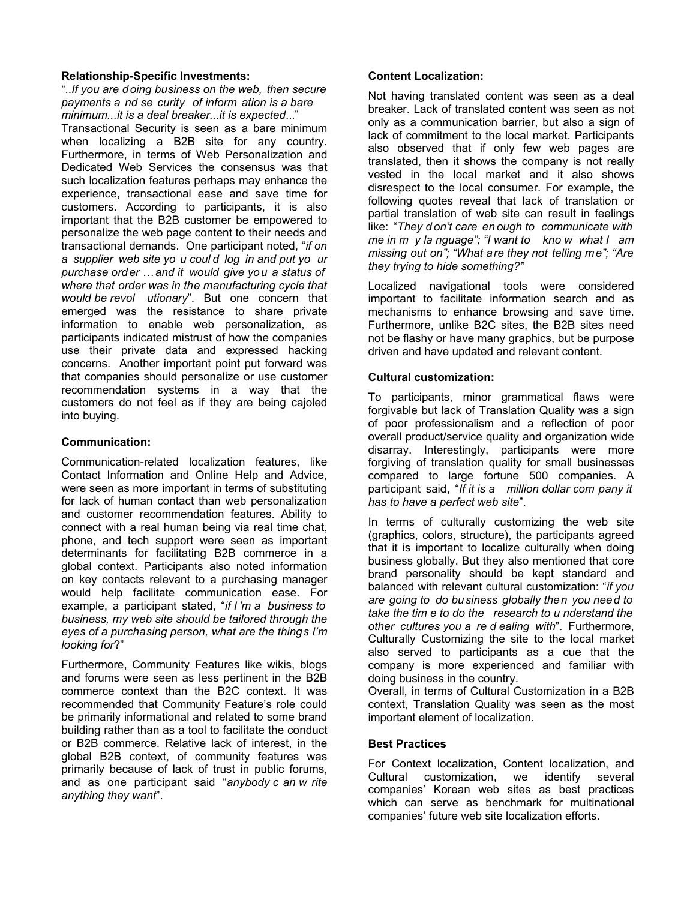**Relationship-Specific Investments:**

"..*If you are doing business on the web, then secure payments and security of information is a bare minimum...it is a deal breaker...it is expected*..."

Transactional Security is seen as a bare minimum when localizing a B2B site for any country. Furthermore, in terms of Web Personalization and Dedicated Web Services the consensus was that such localization features perhaps may enhance the experience, transactional ease and save time for customers. According to participants, it is also important that the B2B customer be empowered to personalize the web page content to their needs and transactional demands. One participant noted, "*if on a supplier web site you could log in and put your purchase order …and it would give you a status of where that order was in the manufacturing cycle that would be revolutionary*". But one concern that emerged was the resistance to share private information to enable web personalization, as participants indicated mistrust of how the companies use their private data and expressed hacking concerns. Another important point put forward was that companies should personalize or use customer recommendation systems in a way that the customers do not feel as if they are being cajoled into buying.

**Communication:**

Communication-related localization features, like Contact Information and Online Help and Advice, were seen as more important in terms of substituting for lack of human contact than web personalization and customer recommendation features. Ability to connect with a real human being via real time chat, phone, and tech support were seen as important determinants for facilitating B2B commerce in a global context. Participants also noted information on key contacts relevant to a purchasing manager would help facilitate communication ease. For example, a participant stated, "*if I'm a business to business, my web site should be tailored through the eyes of a purchasing person, what are the things I'm looking for*?"

Furthermore, Community Features like wikis, blogs and forums were seen as less pertinent in the B2B commerce context than the B2C context. It was recommended that Community Feature's role could be primarily informational and related to some brand building rather than as a tool to facilitate the conduct or B2B commerce. Relative lack of interest, in the global B2B context, of community features was primarily because of lack of trust in public forums, and as one participant said "*anybody can write anything they want*".

**Content Localization:**

Not having translated content was seen as a deal breaker. Lack of translated content was seen as not only as a communication barrier, but also a sign of lack of commitment to the local market. Participants also observed that if only few web pages are translated, then it shows the company is not really vested in the local market and it also shows disrespect to the local consumer. For example, the following quotes reveal that lack of translation or partial translation of web site can result in feelings like: "*They don't care enough to communicate with me in my language"; "I want to know what I am missing out on"; "What are they not telling me"; "Are they trying to hide something?"*

Localized navigational tools were considered important to facilitate information search and as mechanisms to enhance browsing and save time. Furthermore, unlike B2C sites, the B2B sites need not be flashy or have many graphics, but be purpose driven and have updated and relevant content.

**Cultural customization:**

To participants, minor grammatical flaws were forgivable but lack of Translation Quality was a sign of poor professionalism and a reflection of poor overall product/service quality and organization wide disarray. Interestingly, participants were more forgiving of translation quality for small businesses compared to large fortune 500 companies. A participant said, "*If it is a million dollar company it has to have a perfect web site*".

In terms of culturally customizing the web site (graphics, colors, structure), the participants agreed that it is important to localize culturally when doing business globally. But they also mentioned that core brand personality should be kept standard and balanced with relevant cultural customization: "*if you are going to do business globally then you need to take the time to do the research to understand the other cultures you are dealing with*". Furthermore, Culturally Customizing the site to the local market also served to participants as a cue that the company is more experienced and familiar with doing business in the country.

Overall, in terms of Cultural Customization in a B2B context, Translation Quality was seen as the most important element of localization.

**Best Practices**

For Context localization, Content localization, and Cultural customization, we identify several companies' Korean web sites as best practices which can serve as benchmark for multinational companies' future web site localization efforts.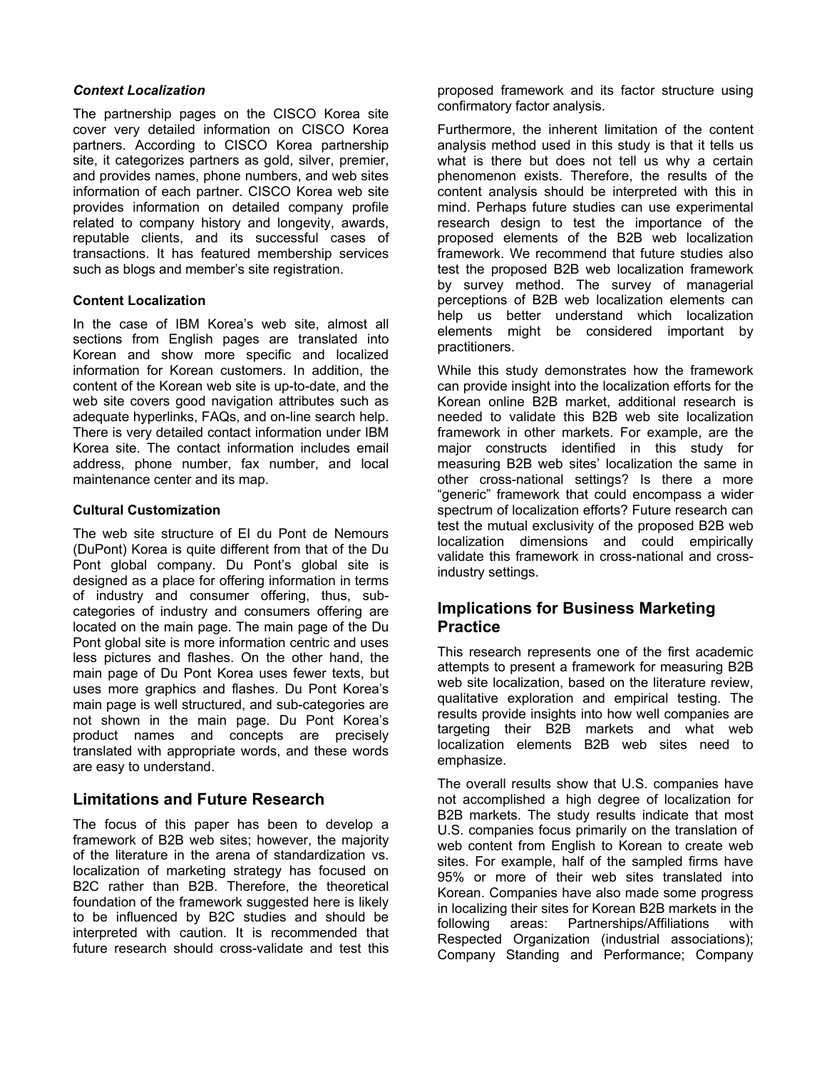#### *Context Localization*

The partnership pages on the CISCO Korea site cover very detailed information on CISCO Korea partners. According to CISCO Korea partnership site, it categorizes partners as gold, silver, premier, and provides names, phone numbers, and web sites information of each partner. CISCO Korea web site provides information on detailed company profile related to company history and longevity, awards, reputable clients, and its successful cases of transactions. It has featured membership services such as blogs and member's site registration.

#### Content Localization

In the case of IBM Korea's web site, almost all sections from English pages are translated into Korean and show more specific and localized information for Korean customers. In addition, the content of the Korean web site is up-to-date, and the web site covers good navigation attributes such as adequate hyperlinks, FAQs, and on-line search help. There is very detailed contact information under IBM Korea site. The contact information includes email address, phone number, fax number, and local maintenance center and its map.

#### Cultural Customization

The web site structure of EI du Pont de Nemours (DuPont) Korea is quite different from that of the Du Pont global company. Du Pont's global site is designed as a place for offering information in terms of industry and consumer offering, thus, sub-categories of industry and consumers offering are located on the main page. The main page of the Du Pont global site is more information centric and uses less pictures and flashes. On the other hand, the main page of Du Pont Korea uses fewer texts, but uses more graphics and flashes. Du Pont Korea's main page is well structured, and sub-categories are not shown in the main page. Du Pont Korea's product names and concepts are precisely translated with appropriate words, and these words are easy to understand.

## Limitations and Future Research

The focus of this paper has been to develop a framework of B2B web sites; however, the majority of the literature in the arena of standardization vs. localization of marketing strategy has focused on B2C rather than B2B. Therefore, the theoretical foundation of the framework suggested here is likely to be influenced by B2C studies and should be interpreted with caution. It is recommended that future research should cross-validate and test this proposed framework and its factor structure using confirmatory factor analysis.

Furthermore, the inherent limitation of the content analysis method used in this study is that it tells us what is there but does not tell us why a certain phenomenon exists. Therefore, the results of the content analysis should be interpreted with this in mind. Perhaps future studies can use experimental research design to test the importance of the proposed elements of the B2B web localization framework. We recommend that future studies also test the proposed B2B web localization framework by survey method. The survey of managerial perceptions of B2B web localization elements can help us better understand which localization elements might be considered important by practitioners.

While this study demonstrates how the framework can provide insight into the localization efforts for the Korean online B2B market, additional research is needed to validate this B2B web site localization framework in other markets. For example, are the major constructs identified in this study for measuring B2B web sites' localization the same in other cross-national settings? Is there a more "generic" framework that could encompass a wider spectrum of localization efforts? Future research can test the mutual exclusivity of the proposed B2B web localization dimensions and could empirically validate this framework in cross-national and cross-industry settings.

## Implications for Business Marketing Practice

This research represents one of the first academic attempts to present a framework for measuring B2B web site localization, based on the literature review, qualitative exploration and empirical testing. The results provide insights into how well companies are targeting their B2B markets and what web localization elements B2B web sites need to emphasize.

The overall results show that U.S. companies have not accomplished a high degree of localization for B2B markets. The study results indicate that most U.S. companies focus primarily on the translation of web content from English to Korean to create web sites. For example, half of the sampled firms have 95% or more of their web sites translated into Korean. Companies have also made some progress in localizing their sites for Korean B2B markets in the following areas: Partnerships/Affiliations with Respected Organization (industrial associations); Company Standing and Performance; Company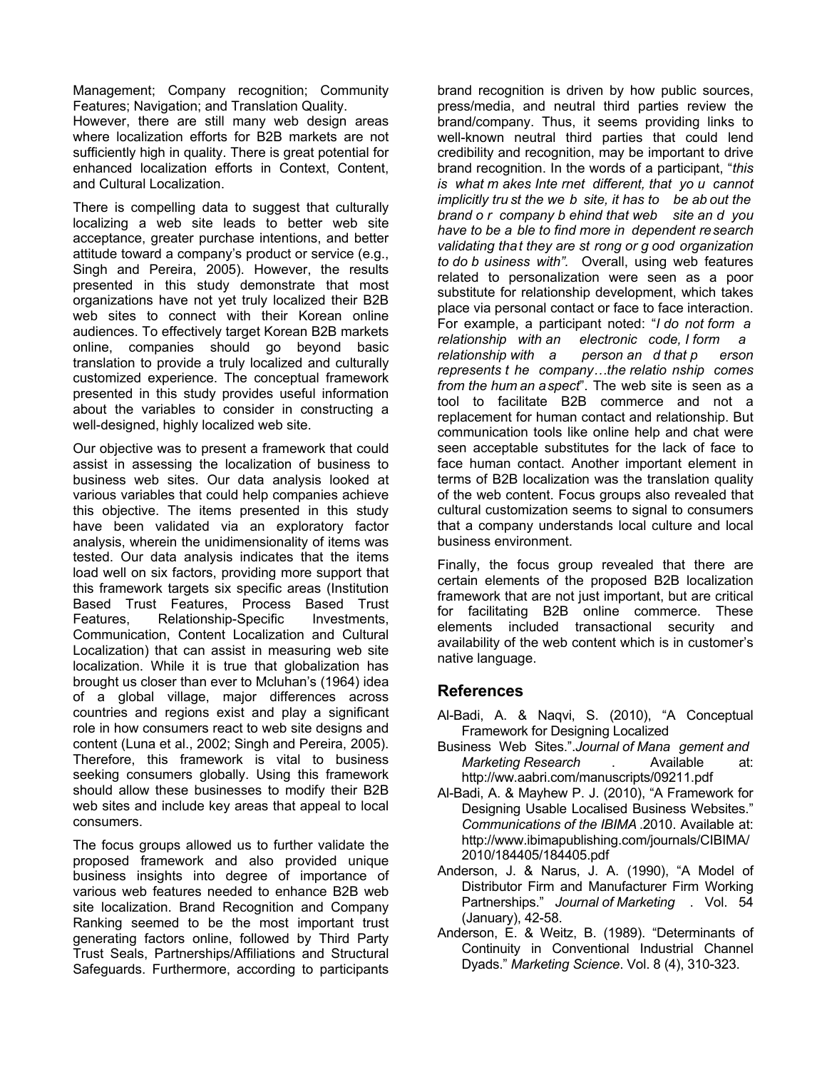Management; Company recognition; Community Features; Navigation; and Translation Quality.
However, there are still many web design areas where localization efforts for B2B markets are not sufficiently high in quality. There is great potential for enhanced localization efforts in Context, Content, and Cultural Localization.

There is compelling data to suggest that culturally localizing a web site leads to better web site acceptance, greater purchase intentions, and better attitude toward a company's product or service (e.g., Singh and Pereira, 2005). However, the results presented in this study demonstrate that most organizations have not yet truly localized their B2B web sites to connect with their Korean online audiences. To effectively target Korean B2B markets online, companies should go beyond basic translation to provide a truly localized and culturally customized experience. The conceptual framework presented in this study provides useful information about the variables to consider in constructing a well-designed, highly localized web site.

Our objective was to present a framework that could assist in assessing the localization of business to business web sites. Our data analysis looked at various variables that could help companies achieve this objective. The items presented in this study have been validated via an exploratory factor analysis, wherein the unidimensionality of items was tested. Our data analysis indicates that the items load well on six factors, providing more support that this framework targets six specific areas (Institution Based Trust Features, Process Based Trust Features, Relationship-Specific Investments, Communication, Content Localization and Cultural Localization) that can assist in measuring web site localization. While it is true that globalization has brought us closer than ever to Mcluhan's (1964) idea of a global village, major differences across countries and regions exist and play a significant role in how consumers react to web site designs and content (Luna et al., 2002; Singh and Pereira, 2005). Therefore, this framework is vital to business seeking consumers globally. Using this framework should allow these businesses to modify their B2B web sites and include key areas that appeal to local consumers.

The focus groups allowed us to further validate the proposed framework and also provided unique business insights into degree of importance of various web features needed to enhance B2B web site localization. Brand Recognition and Company Ranking seemed to be the most important trust generating factors online, followed by Third Party Trust Seals, Partnerships/Affiliations and Structural Safeguards. Furthermore, according to participants brand recognition is driven by how public sources, press/media, and neutral third parties review the brand/company. Thus, it seems providing links to well-known neutral third parties that could lend credibility and recognition, may be important to drive brand recognition. In the words of a participant, "*this is what makes Internet different, that you cannot implicitly trust the web site, it has to be about the brand or company behind that web site and you have to be able to find more independent research validating that they are strong or good organization to do business with"*. Overall, using web features related to personalization were seen as a poor substitute for relationship development, which takes place via personal contact or face to face interaction. For example, a participant noted: "*I do not form a relationship with an electronic code, I form a relationship with a person and that person represents the company…the relationship comes from the human aspect*". The web site is seen as a tool to facilitate B2B commerce and not a replacement for human contact and relationship. But communication tools like online help and chat were seen acceptable substitutes for the lack of face to face human contact. Another important element in terms of B2B localization was the translation quality of the web content. Focus groups also revealed that cultural customization seems to signal to consumers that a company understands local culture and local business environment.

Finally, the focus group revealed that there are certain elements of the proposed B2B localization framework that are not just important, but are critical for facilitating B2B online commerce. These elements included transactional security and availability of the web content which is in customer's native language.

## References

Al-Badi, A. & Naqvi, S. (2010), "A Conceptual Framework for Designing Localized Business Web Sites.".*Journal of Management and Marketing Research*. Available at: http://ww.aabri.com/manuscripts/09211.pdf

Al-Badi, A. & Mayhew P. J. (2010), "A Framework for Designing Usable Localised Business Websites." *Communications of the IBIMA* .2010. Available at: http://www.ibimapublishing.com/journals/CIBIMA/2010/184405/184405.pdf

Anderson, J. & Narus, J. A. (1990), "A Model of Distributor Firm and Manufacturer Firm Working Partnerships." *Journal of Marketing*. Vol. 54 (January), 42-58.

Anderson, E. & Weitz, B. (1989). "Determinants of Continuity in Conventional Industrial Channel Dyads." *Marketing Science*. Vol. 8 (4), 310-323.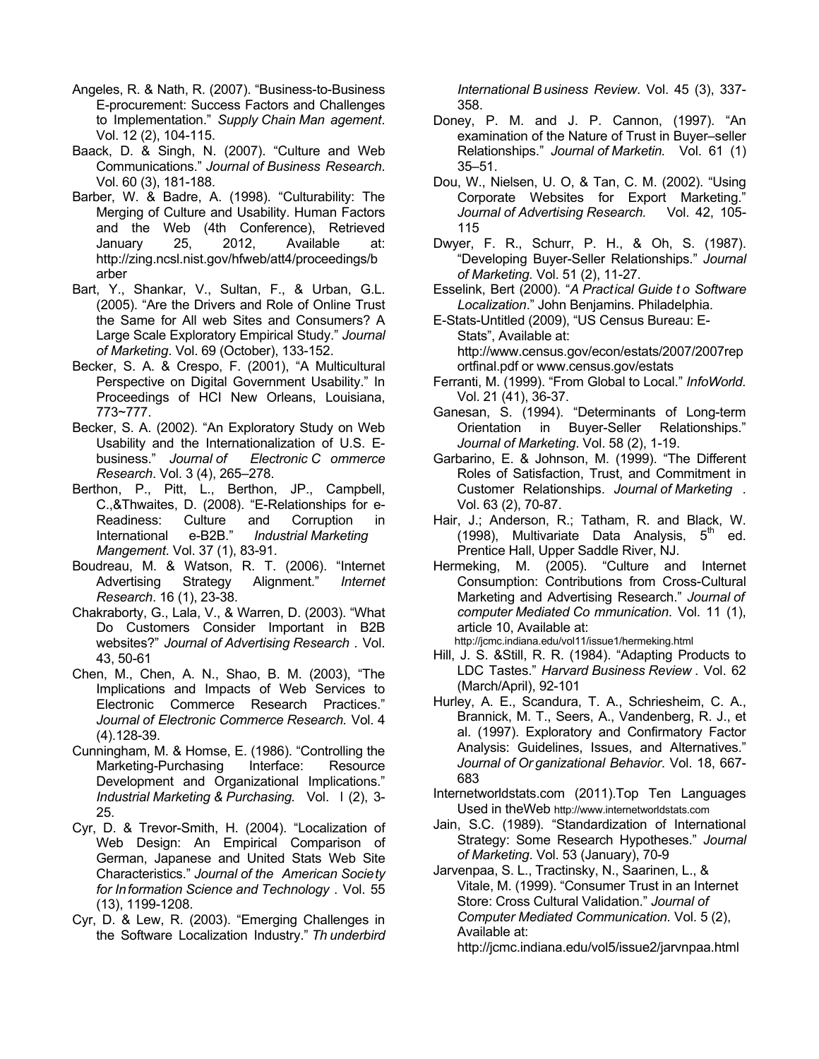Angeles, R. & Nath, R. (2007). "Business-to-Business E-procurement: Success Factors and Challenges to Implementation." *Supply Chain Man agement*. Vol. 12 (2), 104-115.

Baack, D. & Singh, N. (2007). "Culture and Web Communications." *Journal of Business Research*. Vol. 60 (3), 181-188.

Barber, W. & Badre, A. (1998). "Culturability: The Merging of Culture and Usability. Human Factors and the Web (4th Conference), Retrieved January 25, 2012, Available at: http://zing.ncsl.nist.gov/hfweb/att4/proceedings/barber

Bart, Y., Shankar, V., Sultan, F., & Urban, G.L. (2005). "Are the Drivers and Role of Online Trust the Same for All web Sites and Consumers? A Large Scale Exploratory Empirical Study." *Journal of Marketing*. Vol. 69 (October), 133-152.

Becker, S. A. & Crespo, F. (2001), "A Multicultural Perspective on Digital Government Usability." In Proceedings of HCI New Orleans, Louisiana, 773~777.

Becker, S. A. (2002). "An Exploratory Study on Web Usability and the Internationalization of U.S. E-business." *Journal of Electronic C ommerce Research*. Vol. 3 (4), 265–278.

Berthon, P., Pitt, L., Berthon, JP., Campbell, C.,&Thwaites, D. (2008). "E-Relationships for e-Readiness: Culture and Corruption in International e-B2B." *Industrial Marketing Mangement*. Vol. 37 (1), 83-91.

Boudreau, M. & Watson, R. T. (2006). "Internet Advertising Strategy Alignment." *Internet Research*. 16 (1), 23-38.

Chakraborty, G., Lala, V., & Warren, D. (2003). "What Do Customers Consider Important in B2B websites?" *Journal of Advertising Research* . Vol. 43, 50-61

Chen, M., Chen, A. N., Shao, B. M. (2003), "The Implications and Impacts of Web Services to Electronic Commerce Research Practices." *Journal of Electronic Commerce Research.* Vol. 4 (4).128-39.

Cunningham, M. & Homse, E. (1986). "Controlling the Marketing-Purchasing Interface: Resource Development and Organizational Implications." *Industrial Marketing & Purchasing.* Vol. l (2), 3-25.

Cyr, D. & Trevor-Smith, H. (2004). "Localization of Web Design: An Empirical Comparison of German, Japanese and United Stats Web Site Characteristics." *Journal of the American Society for Information Science and Technology* . Vol. 55 (13), 1199-1208.

Cyr, D. & Lew, R. (2003). "Emerging Challenges in the Software Localization Industry." *Th underbird International B usiness Review*. Vol. 45 (3), 337-358.

Doney, P. M. and J. P. Cannon, (1997). "An examination of the Nature of Trust in Buyer–seller Relationships." *Journal of Marketin.* Vol. 61 (1) 35–51.

Dou, W., Nielsen, U. O, & Tan, C. M. (2002). "Using Corporate Websites for Export Marketing." *Journal of Advertising Research.* Vol. 42, 105-115

Dwyer, F. R., Schurr, P. H., & Oh, S. (1987). "Developing Buyer-Seller Relationships." *Journal of Marketing.* Vol. 51 (2), 11-27.

Esselink, Bert (2000). "*A Practical Guide t o Software Localization*." John Benjamins. Philadelphia.

E-Stats-Untitled (2009), "US Census Bureau: E-Stats", Available at: http://www.census.gov/econ/estats/2007/2007reportfinal.pdf or www.census.gov/estats

Ferranti, M. (1999). "From Global to Local." *InfoWorld.* Vol. 21 (41), 36-37.

Ganesan, S. (1994). "Determinants of Long-term Orientation in Buyer-Seller Relationships." *Journal of Marketing*. Vol. 58 (2), 1-19.

Garbarino, E. & Johnson, M. (1999). "The Different Roles of Satisfaction, Trust, and Commitment in Customer Relationships. *Journal of Marketing* . Vol. 63 (2), 70-87.

Hair, J.; Anderson, R.; Tatham, R. and Black, W. (1998), Multivariate Data Analysis, 5th ed. Prentice Hall, Upper Saddle River, NJ.

Hermeking, M. (2005). "Culture and Internet Consumption: Contributions from Cross-Cultural Marketing and Advertising Research." *Journal of computer Mediated Co mmunication.* Vol. 11 (1), article 10, Available at: http://jcmc.indiana.edu/vol11/issue1/hermeking.html

Hill, J. S. &Still, R. R. (1984). "Adapting Products to LDC Tastes." *Harvard Business Review* . Vol. 62 (March/April), 92-101

Hurley, A. E., Scandura, T. A., Schriesheim, C. A., Brannick, M. T., Seers, A., Vandenberg, R. J., et al. (1997). Exploratory and Confirmatory Factor Analysis: Guidelines, Issues, and Alternatives." *Journal of Or ganizational Behavior*. Vol. 18, 667-683

Internetworldstats.com (2011).Top Ten Languages Used in theWeb http://www.internetworldstats.com

Jain, S.C. (1989). "Standardization of International Strategy: Some Research Hypotheses." *Journal of Marketing*. Vol. 53 (January), 70-9

Jarvenpaa, S. L., Tractinsky, N., Saarinen, L., & Vitale, M. (1999). "Consumer Trust in an Internet Store: Cross Cultural Validation." *Journal of Computer Mediated Communication.* Vol. 5 (2), Available at: http://jcmc.indiana.edu/vol5/issue2/jarvnpaa.html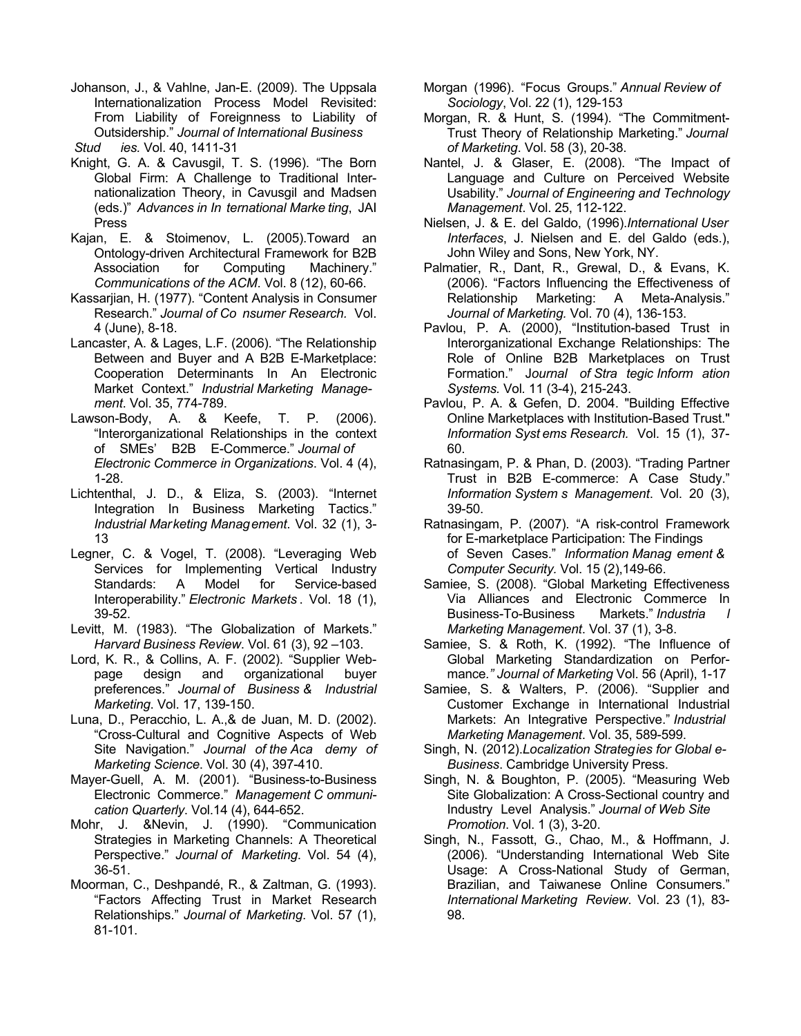Johanson, J., & Vahlne, Jan-E. (2009). The Uppsala Internationalization Process Model Revisited: From Liability of Foreignness to Liability of Outsidership." *Journal of International Business Studies.* Vol. 40, 1411-31

Knight, G. A. & Cavusgil, T. S. (1996). "The Born Global Firm: A Challenge to Traditional Internationalization Theory, in Cavusgil and Madsen (eds.)" *Advances in International Marketing*, JAI Press

Kajan, E. & Stoimenov, L. (2005).Toward an Ontology-driven Architectural Framework for B2B Association for Computing Machinery." *Communications of the ACM*. Vol. 8 (12), 60-66.

Kassarjian, H. (1977). "Content Analysis in Consumer Research." *Journal of Consumer Research.* Vol. 4 (June), 8-18.

Lancaster, A. & Lages, L.F. (2006). "The Relationship Between and Buyer and A B2B E-Marketplace: Cooperation Determinants In An Electronic Market Context." *Industrial Marketing Management*. Vol. 35, 774-789.

Lawson-Body, A. & Keefe, T. P. (2006). "Interorganizational Relationships in the context of SMEs' B2B E-Commerce." *Journal of Electronic Commerce in Organizations*. Vol. 4 (4), 1-28.

Lichtenthal, J. D., & Eliza, S. (2003). "Internet Integration In Business Marketing Tactics." *Industrial Marketing Management*. Vol. 32 (1), 3-13

Legner, C. & Vogel, T. (2008). "Leveraging Web Services for Implementing Vertical Industry Standards: A Model for Service-based Interoperability." *Electronic Markets*. Vol. 18 (1), 39-52.

Levitt, M. (1983). "The Globalization of Markets." *Harvard Business Review*. Vol. 61 (3), 92 –103.

Lord, K. R., & Collins, A. F. (2002). "Supplier Webpage design and organizational buyer preferences." *Journal of Business & Industrial Marketing*. Vol. 17, 139-150.

Luna, D., Peracchio, L. A.,& de Juan, M. D. (2002). "Cross-Cultural and Cognitive Aspects of Web Site Navigation." *Journal of the Academy of Marketing Science*. Vol. 30 (4), 397-410.

Mayer-Guell, A. M. (2001). "Business-to-Business Electronic Commerce." *Management Communication Quarterly.* Vol.14 (4), 644-652.

Mohr, J. &Nevin, J. (1990). "Communication Strategies in Marketing Channels: A Theoretical Perspective." *Journal of Marketing*. Vol. 54 (4), 36-51.

Moorman, C., Deshpandé, R., & Zaltman, G. (1993). "Factors Affecting Trust in Market Research Relationships." *Journal of Marketing*. Vol. 57 (1), 81-101.

Morgan (1996). "Focus Groups." *Annual Review of Sociology*, Vol. 22 (1), 129-153

Morgan, R. & Hunt, S. (1994). "The Commitment-Trust Theory of Relationship Marketing." *Journal of Marketing*. Vol. 58 (3), 20-38.

Nantel, J. & Glaser, E. (2008). "The Impact of Language and Culture on Perceived Website Usability." *Journal of Engineering and Technology Management*. Vol. 25, 112-122.

Nielsen, J. & E. del Galdo, (1996).*International User Interfaces*, J. Nielsen and E. del Galdo (eds.), John Wiley and Sons, New York, NY.

Palmatier, R., Dant, R., Grewal, D., & Evans, K. (2006). "Factors Influencing the Effectiveness of Relationship Marketing: A Meta-Analysis." *Journal of Marketing.* Vol. 70 (4), 136-153.

Pavlou, P. A. (2000), "Institution-based Trust in Interorganizational Exchange Relationships: The Role of Online B2B Marketplaces on Trust Formation." *Journal of Strategic Information Systems.* Vol. 11 (3-4), 215-243.

Pavlou, P. A. & Gefen, D. 2004. "Building Effective Online Marketplaces with Institution-Based Trust." *Information Systems Research.* Vol. 15 (1), 37-60.

Ratnasingam, P. & Phan, D. (2003). "Trading Partner Trust in B2B E-commerce: A Case Study." *Information Systems Management*. Vol. 20 (3), 39-50.

Ratnasingam, P. (2007). "A risk-control Framework for E-marketplace Participation: The Findings of Seven Cases." *Information Management & Computer Security.* Vol. 15 (2),149-66.

Samiee, S. (2008). "Global Marketing Effectiveness Via Alliances and Electronic Commerce In Business-To-Business Markets." *Industrial Marketing Management*. Vol. 37 (1), 3-8.

Samiee, S. & Roth, K. (1992). "The Influence of Global Marketing Standardization on Performance." *Journal of Marketing* Vol. 56 (April), 1-17

Samiee, S. & Walters, P. (2006). "Supplier and Customer Exchange in International Industrial Markets: An Integrative Perspective." *Industrial Marketing Management*. Vol. 35, 589-599.

Singh, N. (2012).*Localization Strategies for Global e-Business*. Cambridge University Press.

Singh, N. & Boughton, P. (2005). "Measuring Web Site Globalization: A Cross-Sectional country and Industry Level Analysis." *Journal of Web Site Promotion*. Vol. 1 (3), 3-20.

Singh, N., Fassott, G., Chao, M., & Hoffmann, J. (2006). "Understanding International Web Site Usage: A Cross-National Study of German, Brazilian, and Taiwanese Online Consumers." *International Marketing Review*. Vol. 23 (1), 83-98.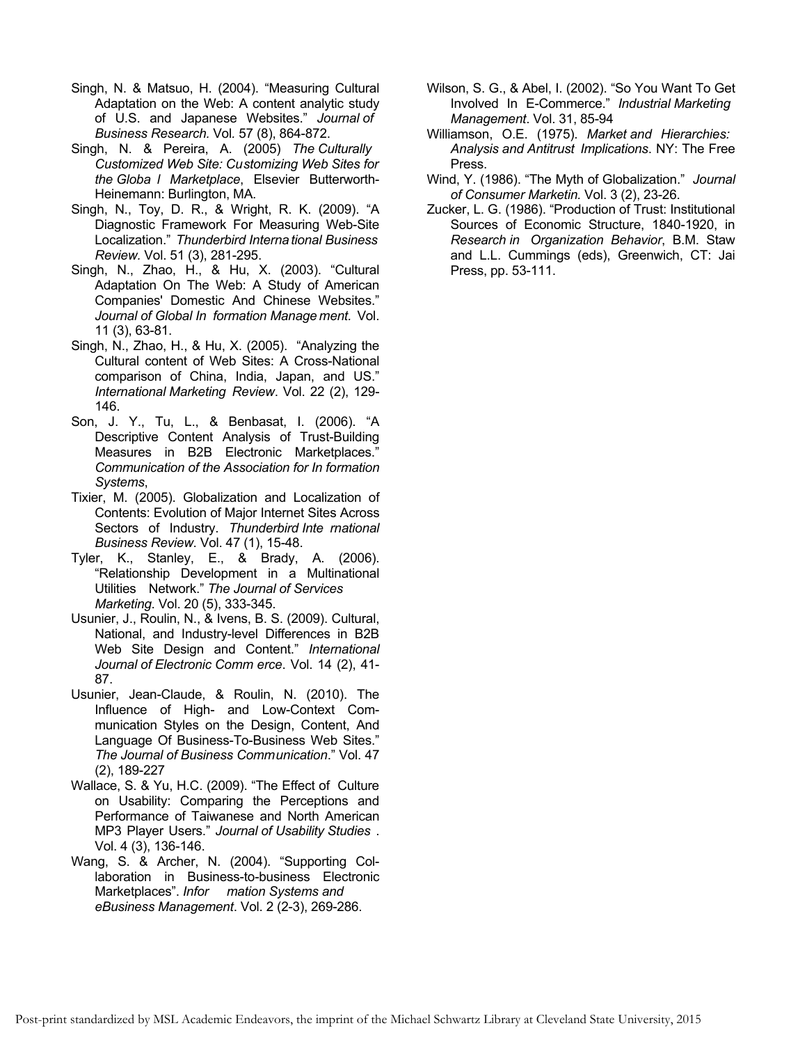Singh, N. & Matsuo, H. (2004). "Measuring Cultural Adaptation on the Web: A content analytic study of U.S. and Japanese Websites." *Journal of Business Research.* Vol. 57 (8), 864-872.

Singh, N. & Pereira, A. (2005) *The Culturally Customized Web Site: Customizing Web Sites for the Globa l Marketplace*, Elsevier Butterworth-Heinemann: Burlington, MA.

Singh, N., Toy, D. R., & Wright, R. K. (2009). "A Diagnostic Framework For Measuring Web-Site Localization." *Thunderbird Interna tional Business Review.* Vol. 51 (3), 281-295.

Singh, N., Zhao, H., & Hu, X. (2003). "Cultural Adaptation On The Web: A Study of American Companies' Domestic And Chinese Websites." *Journal of Global In formation Manage ment.* Vol. 11 (3), 63-81.

Singh, N., Zhao, H., & Hu, X. (2005). "Analyzing the Cultural content of Web Sites: A Cross-National comparison of China, India, Japan, and US." *International Marketing Review*. Vol. 22 (2), 129-146.

Son, J. Y., Tu, L., & Benbasat, I. (2006). "A Descriptive Content Analysis of Trust-Building Measures in B2B Electronic Marketplaces." *Communication of the Association for In formation Systems*,

Tixier, M. (2005). Globalization and Localization of Contents: Evolution of Major Internet Sites Across Sectors of Industry. *Thunderbird Inte rnational Business Review*. Vol. 47 (1), 15-48.

Tyler, K., Stanley, E., & Brady, A. (2006). "Relationship Development in a Multinational Utilities Network." *The Journal of Services Marketing*. Vol. 20 (5), 333-345.

Usunier, J., Roulin, N., & Ivens, B. S. (2009). Cultural, National, and Industry-level Differences in B2B Web Site Design and Content." *International Journal of Electronic Comm erce*. Vol. 14 (2), 41-87.

Usunier, Jean-Claude, & Roulin, N. (2010). The Influence of High- and Low-Context Communication Styles on the Design, Content, And Language Of Business-To-Business Web Sites." *The Journal of Business Communication*." Vol. 47 (2), 189-227

Wallace, S. & Yu, H.C. (2009). "The Effect of Culture on Usability: Comparing the Perceptions and Performance of Taiwanese and North American MP3 Player Users." *Journal of Usability Studies* . Vol. 4 (3), 136-146.

Wang, S. & Archer, N. (2004). "Supporting Collaboration in Business-to-business Electronic Marketplaces". *Infor mation Systems and eBusiness Management*. Vol. 2 (2-3), 269-286.

Wilson, S. G., & Abel, I. (2002). "So You Want To Get Involved In E-Commerce." *Industrial Marketing Management*. Vol. 31, 85-94

Williamson, O.E. (1975). *Market and Hierarchies: Analysis and Antitrust Implications*. NY: The Free Press.

Wind, Y. (1986). "The Myth of Globalization." *Journal of Consumer Marketin.* Vol. 3 (2), 23-26.

Zucker, L. G. (1986). "Production of Trust: Institutional Sources of Economic Structure, 1840-1920, in *Research in Organization Behavior*, B.M. Staw and L.L. Cummings (eds), Greenwich, CT: Jai Press, pp. 53-111.

Post-print standardized by MSL Academic Endeavors, the imprint of the Michael Schwartz Library at Cleveland State University, 2015